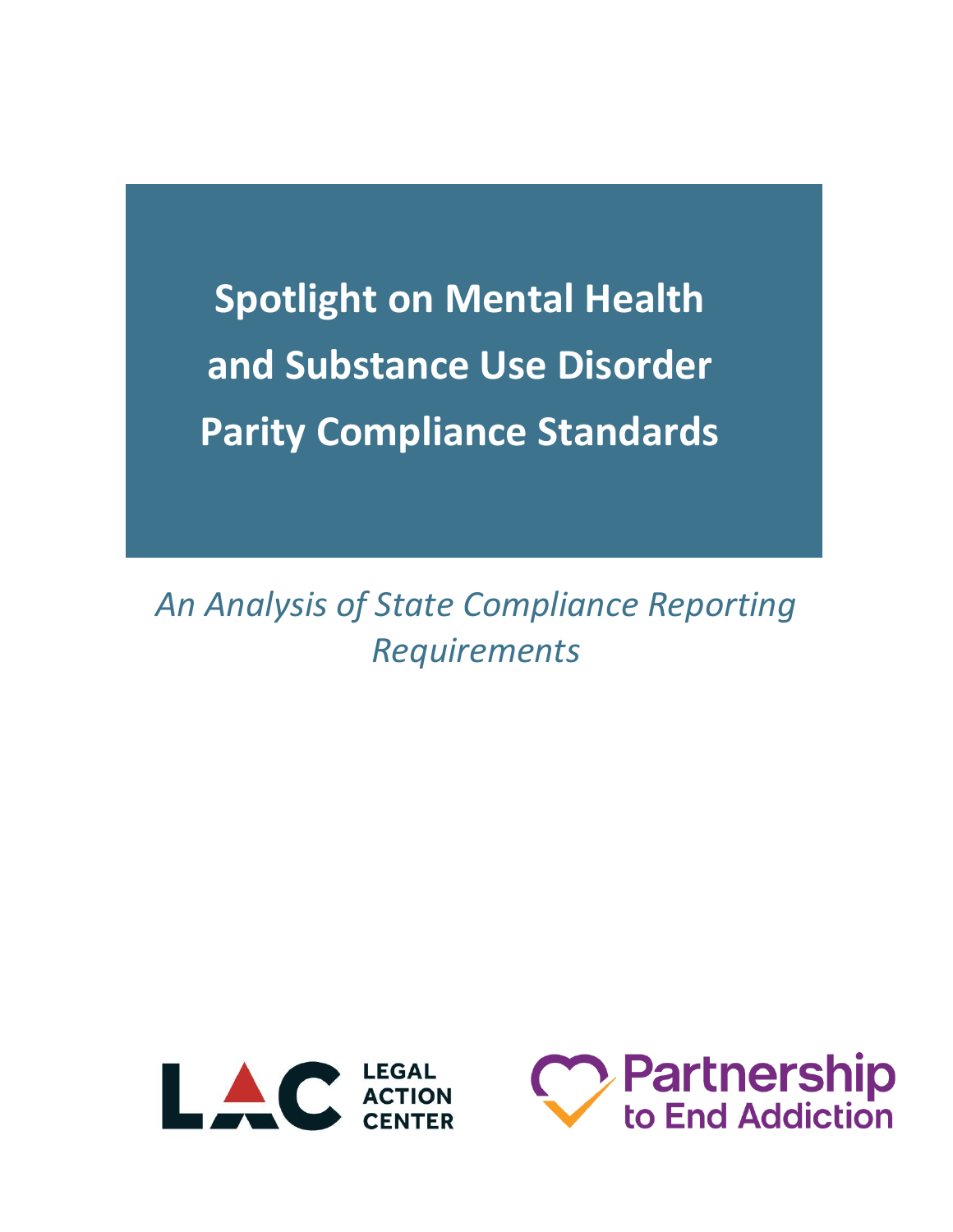# Spotlight on Mental Health and Substance Use Disorder Parity Compliance Standards

*An Analysis of State Compliance Reporting Requirements*

LEGAL ACTION CENTER

Partnership to End Addiction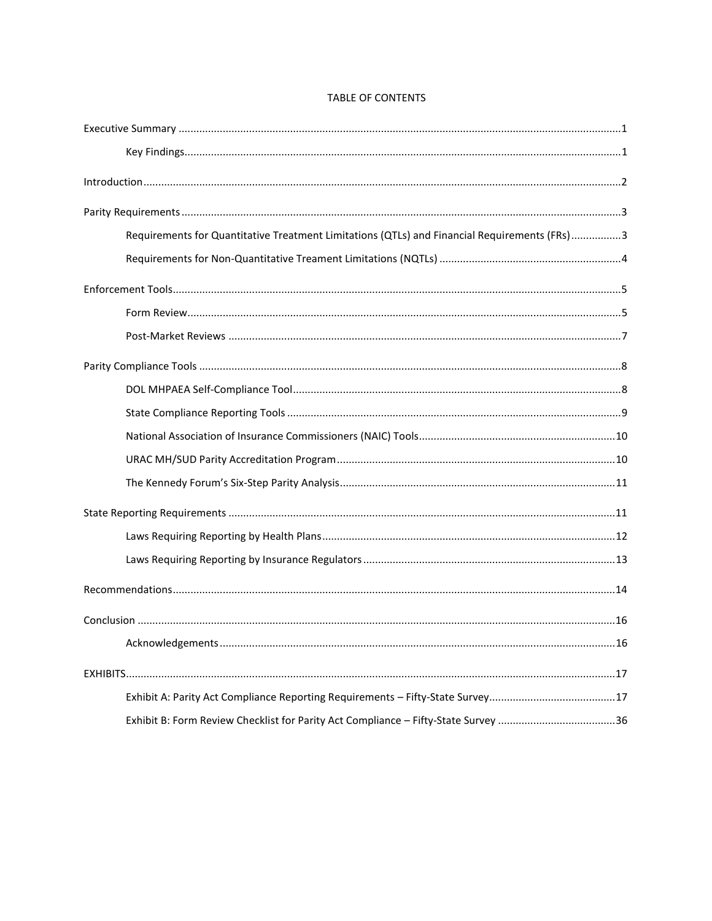# TABLE OF CONTENTS

- Executive Summary ..... 1
  - Key Findings ..... 1
- Introduction ..... 2
- Parity Requirements ..... 3
  - Requirements for Quantitative Treatment Limitations (QTLs) and Financial Requirements (FRs) ..... 3
  - Requirements for Non-Quantitative Treament Limitations (NQTLs) ..... 4
- Enforcement Tools ..... 5
  - Form Review ..... 5
  - Post-Market Reviews ..... 7
- Parity Compliance Tools ..... 8
  - DOL MHPAEA Self-Compliance Tool ..... 8
  - State Compliance Reporting Tools ..... 9
  - National Association of Insurance Commissioners (NAIC) Tools ..... 10
  - URAC MH/SUD Parity Accreditation Program ..... 10
  - The Kennedy Forum's Six-Step Parity Analysis ..... 11
- State Reporting Requirements ..... 11
  - Laws Requiring Reporting by Health Plans ..... 12
  - Laws Requiring Reporting by Insurance Regulators ..... 13
- Recommendations ..... 14
- Conclusion ..... 16
  - Acknowledgements ..... 16
- EXHIBITS ..... 17
  - Exhibit A: Parity Act Compliance Reporting Requirements – Fifty-State Survey ..... 17
  - Exhibit B: Form Review Checklist for Parity Act Compliance – Fifty-State Survey ..... 36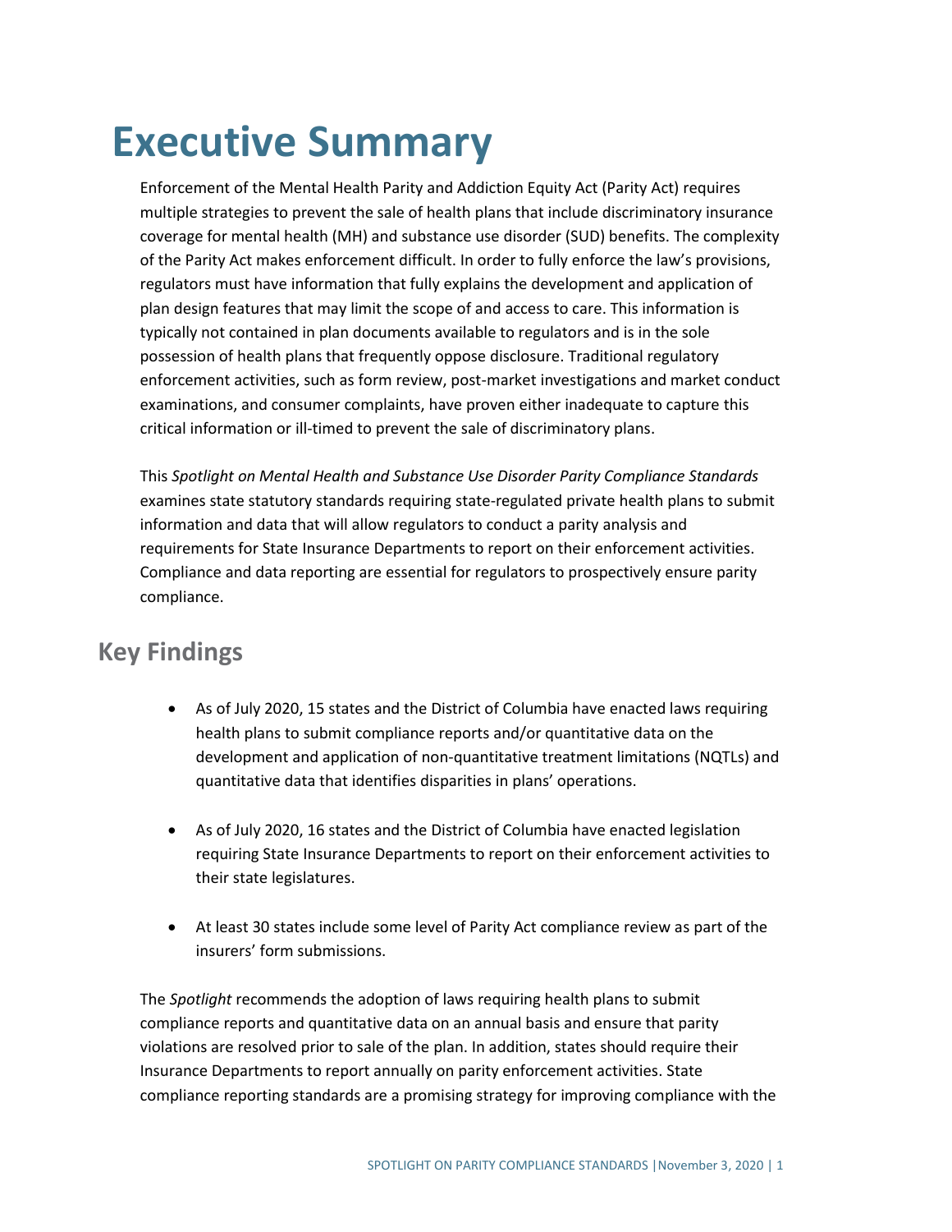# Executive Summary

Enforcement of the Mental Health Parity and Addiction Equity Act (Parity Act) requires multiple strategies to prevent the sale of health plans that include discriminatory insurance coverage for mental health (MH) and substance use disorder (SUD) benefits. The complexity of the Parity Act makes enforcement difficult. In order to fully enforce the law's provisions, regulators must have information that fully explains the development and application of plan design features that may limit the scope of and access to care. This information is typically not contained in plan documents available to regulators and is in the sole possession of health plans that frequently oppose disclosure. Traditional regulatory enforcement activities, such as form review, post-market investigations and market conduct examinations, and consumer complaints, have proven either inadequate to capture this critical information or ill-timed to prevent the sale of discriminatory plans.

This *Spotlight on Mental Health and Substance Use Disorder Parity Compliance Standards* examines state statutory standards requiring state-regulated private health plans to submit information and data that will allow regulators to conduct a parity analysis and requirements for State Insurance Departments to report on their enforcement activities. Compliance and data reporting are essential for regulators to prospectively ensure parity compliance.

## Key Findings

- As of July 2020, 15 states and the District of Columbia have enacted laws requiring health plans to submit compliance reports and/or quantitative data on the development and application of non-quantitative treatment limitations (NQTLs) and quantitative data that identifies disparities in plans' operations.

- As of July 2020, 16 states and the District of Columbia have enacted legislation requiring State Insurance Departments to report on their enforcement activities to their state legislatures.

- At least 30 states include some level of Parity Act compliance review as part of the insurers' form submissions.

The *Spotlight* recommends the adoption of laws requiring health plans to submit compliance reports and quantitative data on an annual basis and ensure that parity violations are resolved prior to sale of the plan. In addition, states should require their Insurance Departments to report annually on parity enforcement activities. State compliance reporting standards are a promising strategy for improving compliance with the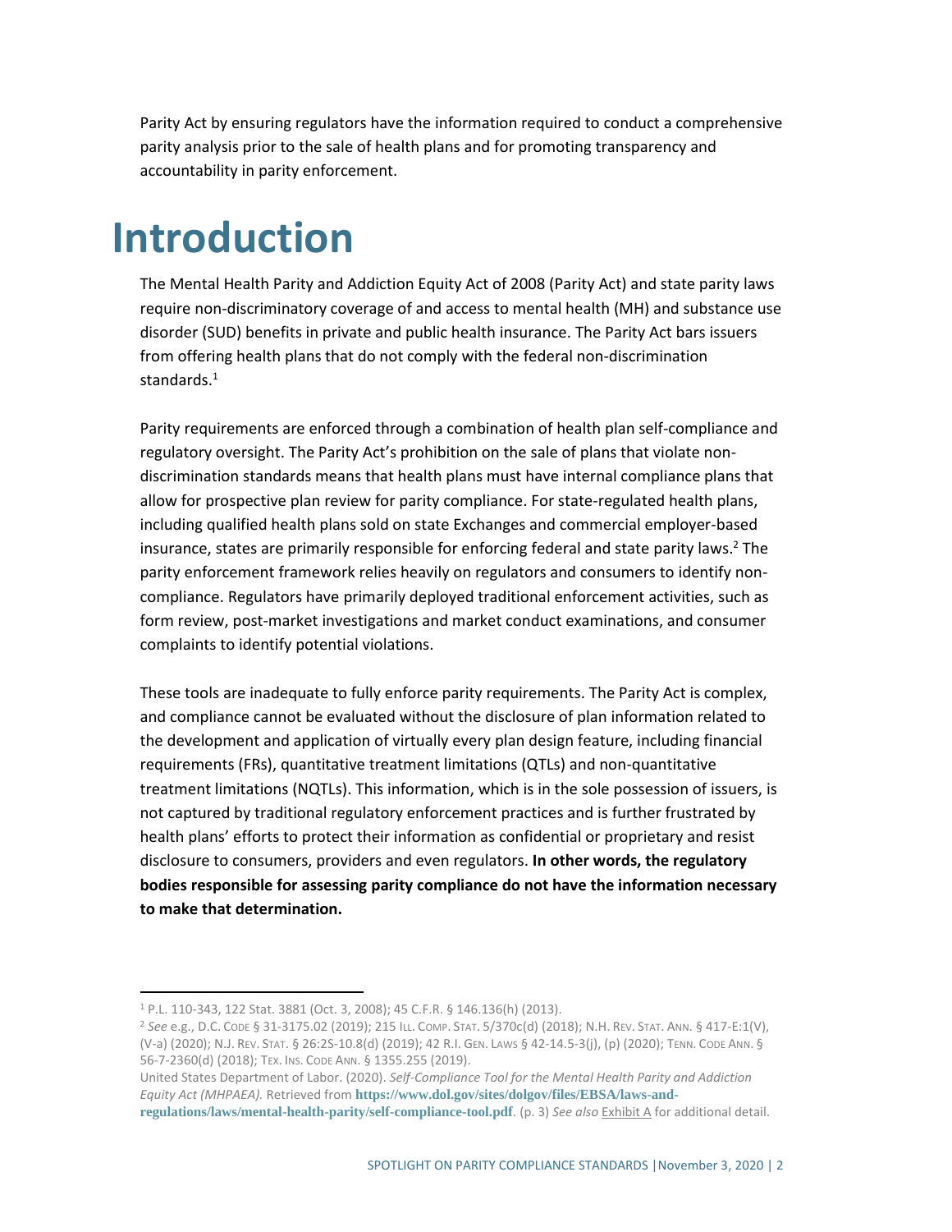Parity Act by ensuring regulators have the information required to conduct a comprehensive parity analysis prior to the sale of health plans and for promoting transparency and accountability in parity enforcement.

# Introduction

The Mental Health Parity and Addiction Equity Act of 2008 (Parity Act) and state parity laws require non-discriminatory coverage of and access to mental health (MH) and substance use disorder (SUD) benefits in private and public health insurance. The Parity Act bars issuers from offering health plans that do not comply with the federal non-discrimination standards.[1]

Parity requirements are enforced through a combination of health plan self-compliance and regulatory oversight. The Parity Act's prohibition on the sale of plans that violate non-discrimination standards means that health plans must have internal compliance plans that allow for prospective plan review for parity compliance. For state-regulated health plans, including qualified health plans sold on state Exchanges and commercial employer-based insurance, states are primarily responsible for enforcing federal and state parity laws.[2] The parity enforcement framework relies heavily on regulators and consumers to identify non-compliance. Regulators have primarily deployed traditional enforcement activities, such as form review, post-market investigations and market conduct examinations, and consumer complaints to identify potential violations.

These tools are inadequate to fully enforce parity requirements. The Parity Act is complex, and compliance cannot be evaluated without the disclosure of plan information related to the development and application of virtually every plan design feature, including financial requirements (FRs), quantitative treatment limitations (QTLs) and non-quantitative treatment limitations (NQTLs). This information, which is in the sole possession of issuers, is not captured by traditional regulatory enforcement practices and is further frustrated by health plans' efforts to protect their information as confidential or proprietary and resist disclosure to consumers, providers and even regulators. **In other words, the regulatory bodies responsible for assessing parity compliance do not have the information necessary to make that determination.**

---

[1] P.L. 110-343, 122 Stat. 3881 (Oct. 3, 2008); 45 C.F.R. § 146.136(h) (2013).

[2] *See* e.g., D.C. Code § 31-3175.02 (2019); 215 Ill. Comp. Stat. 5/370c(d) (2018); N.H. Rev. Stat. Ann. § 417-E:1(V), (V-a) (2020); N.J. Rev. Stat. § 26:2S-10.8(d) (2019); 42 R.I. Gen. Laws § 42-14.5-3(j), (p) (2020); Tenn. Code Ann. § 56-7-2360(d) (2018); Tex. Ins. Code Ann. § 1355.255 (2019).

United States Department of Labor. (2020). *Self-Compliance Tool for the Mental Health Parity and Addiction Equity Act (MHPAEA).* Retrieved from **https://www.dol.gov/sites/dolgov/files/EBSA/laws-and-regulations/laws/mental-health-parity/self-compliance-tool.pdf**. (p. 3) *See also* Exhibit A for additional detail.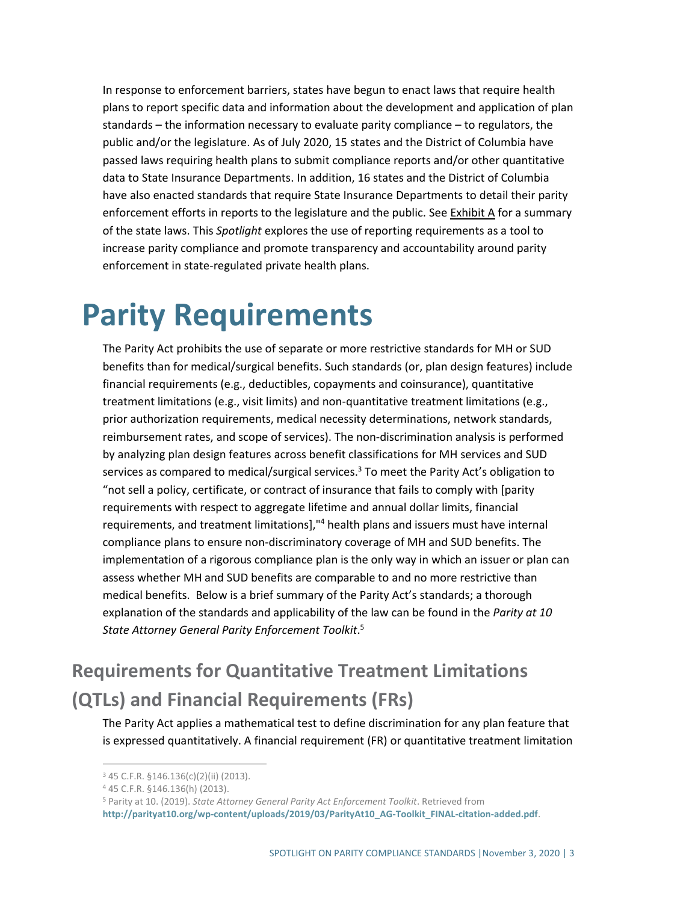In response to enforcement barriers, states have begun to enact laws that require health plans to report specific data and information about the development and application of plan standards – the information necessary to evaluate parity compliance – to regulators, the public and/or the legislature. As of July 2020, 15 states and the District of Columbia have passed laws requiring health plans to submit compliance reports and/or other quantitative data to State Insurance Departments. In addition, 16 states and the District of Columbia have also enacted standards that require State Insurance Departments to detail their parity enforcement efforts in reports to the legislature and the public. See Exhibit A for a summary of the state laws. This *Spotlight* explores the use of reporting requirements as a tool to increase parity compliance and promote transparency and accountability around parity enforcement in state-regulated private health plans.

# Parity Requirements

The Parity Act prohibits the use of separate or more restrictive standards for MH or SUD benefits than for medical/surgical benefits. Such standards (or, plan design features) include financial requirements (e.g., deductibles, copayments and coinsurance), quantitative treatment limitations (e.g., visit limits) and non-quantitative treatment limitations (e.g., prior authorization requirements, medical necessity determinations, network standards, reimbursement rates, and scope of services). The non-discrimination analysis is performed by analyzing plan design features across benefit classifications for MH services and SUD services as compared to medical/surgical services.[3] To meet the Parity Act's obligation to "not sell a policy, certificate, or contract of insurance that fails to comply with [parity requirements with respect to aggregate lifetime and annual dollar limits, financial requirements, and treatment limitations],"[4] health plans and issuers must have internal compliance plans to ensure non-discriminatory coverage of MH and SUD benefits. The implementation of a rigorous compliance plan is the only way in which an issuer or plan can assess whether MH and SUD benefits are comparable to and no more restrictive than medical benefits. Below is a brief summary of the Parity Act's standards; a thorough explanation of the standards and applicability of the law can be found in the *Parity at 10 State Attorney General Parity Enforcement Toolkit*.[5]

## Requirements for Quantitative Treatment Limitations (QTLs) and Financial Requirements (FRs)

The Parity Act applies a mathematical test to define discrimination for any plan feature that is expressed quantitatively. A financial requirement (FR) or quantitative treatment limitation

---

[3] 45 C.F.R. §146.136(c)(2)(ii) (2013).

[4] 45 C.F.R. §146.136(h) (2013).

[5] Parity at 10. (2019). *State Attorney General Parity Act Enforcement Toolkit*. Retrieved from **http://parityat10.org/wp-content/uploads/2019/03/ParityAt10_AG-Toolkit_FINAL-citation-added.pdf**.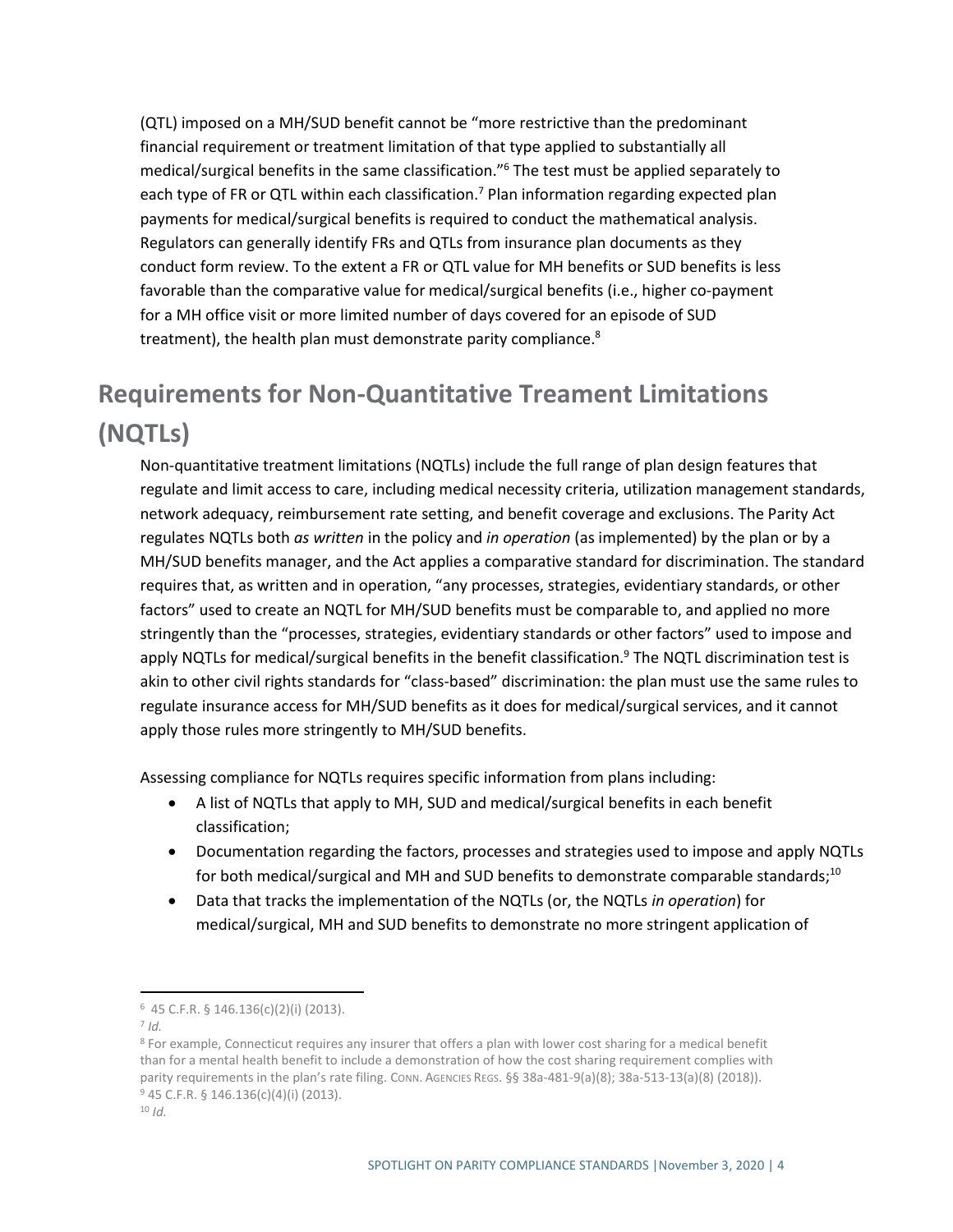(QTL) imposed on a MH/SUD benefit cannot be "more restrictive than the predominant financial requirement or treatment limitation of that type applied to substantially all medical/surgical benefits in the same classification."[6] The test must be applied separately to each type of FR or QTL within each classification.[7] Plan information regarding expected plan payments for medical/surgical benefits is required to conduct the mathematical analysis. Regulators can generally identify FRs and QTLs from insurance plan documents as they conduct form review. To the extent a FR or QTL value for MH benefits or SUD benefits is less favorable than the comparative value for medical/surgical benefits (i.e., higher co-payment for a MH office visit or more limited number of days covered for an episode of SUD treatment), the health plan must demonstrate parity compliance.[8]

## Requirements for Non-Quantitative Treament Limitations (NQTLs)

Non-quantitative treatment limitations (NQTLs) include the full range of plan design features that regulate and limit access to care, including medical necessity criteria, utilization management standards, network adequacy, reimbursement rate setting, and benefit coverage and exclusions. The Parity Act regulates NQTLs both *as written* in the policy and *in operation* (as implemented) by the plan or by a MH/SUD benefits manager, and the Act applies a comparative standard for discrimination. The standard requires that, as written and in operation, "any processes, strategies, evidentiary standards, or other factors" used to create an NQTL for MH/SUD benefits must be comparable to, and applied no more stringently than the "processes, strategies, evidentiary standards or other factors" used to impose and apply NQTLs for medical/surgical benefits in the benefit classification.[9] The NQTL discrimination test is akin to other civil rights standards for "class-based" discrimination: the plan must use the same rules to regulate insurance access for MH/SUD benefits as it does for medical/surgical services, and it cannot apply those rules more stringently to MH/SUD benefits.

Assessing compliance for NQTLs requires specific information from plans including:

- A list of NQTLs that apply to MH, SUD and medical/surgical benefits in each benefit classification;
- Documentation regarding the factors, processes and strategies used to impose and apply NQTLs for both medical/surgical and MH and SUD benefits to demonstrate comparable standards;[10]
- Data that tracks the implementation of the NQTLs (or, the NQTLs *in operation*) for medical/surgical, MH and SUD benefits to demonstrate no more stringent application of

---

[6] 45 C.F.R. § 146.136(c)(2)(i) (2013).

[7] *Id.*

[8] For example, Connecticut requires any insurer that offers a plan with lower cost sharing for a medical benefit than for a mental health benefit to include a demonstration of how the cost sharing requirement complies with parity requirements in the plan's rate filing. CONN. AGENCIES REGS. §§ 38a-481-9(a)(8); 38a-513-13(a)(8) (2018)).

[9] 45 C.F.R. § 146.136(c)(4)(i) (2013).

[10] *Id.*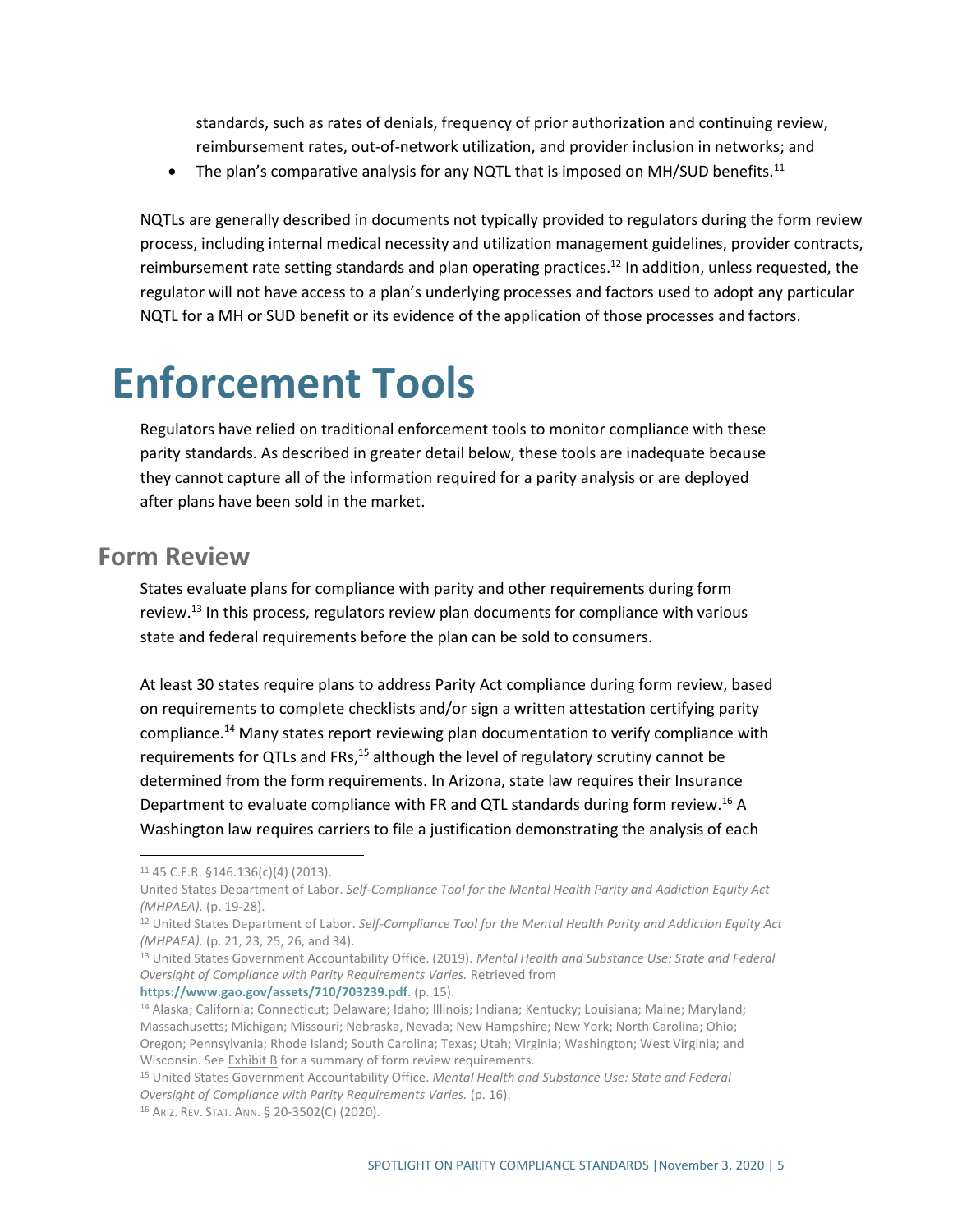standards, such as rates of denials, frequency of prior authorization and continuing review, reimbursement rates, out-of-network utilization, and provider inclusion in networks; and

- The plan's comparative analysis for any NQTL that is imposed on MH/SUD benefits.[11]

NQTLs are generally described in documents not typically provided to regulators during the form review process, including internal medical necessity and utilization management guidelines, provider contracts, reimbursement rate setting standards and plan operating practices.[12] In addition, unless requested, the regulator will not have access to a plan's underlying processes and factors used to adopt any particular NQTL for a MH or SUD benefit or its evidence of the application of those processes and factors.

# Enforcement Tools

Regulators have relied on traditional enforcement tools to monitor compliance with these parity standards. As described in greater detail below, these tools are inadequate because they cannot capture all of the information required for a parity analysis or are deployed after plans have been sold in the market.

## Form Review

States evaluate plans for compliance with parity and other requirements during form review.[13] In this process, regulators review plan documents for compliance with various state and federal requirements before the plan can be sold to consumers.

At least 30 states require plans to address Parity Act compliance during form review, based on requirements to complete checklists and/or sign a written attestation certifying parity compliance.[14] Many states report reviewing plan documentation to verify compliance with requirements for QTLs and FRs,[15] although the level of regulatory scrutiny cannot be determined from the form requirements. In Arizona, state law requires their Insurance Department to evaluate compliance with FR and QTL standards during form review.[16] A Washington law requires carriers to file a justification demonstrating the analysis of each

---

[11] 45 C.F.R. §146.136(c)(4) (2013).
United States Department of Labor. *Self-Compliance Tool for the Mental Health Parity and Addiction Equity Act (MHPAEA).* (p. 19-28).

[12] United States Department of Labor. *Self-Compliance Tool for the Mental Health Parity and Addiction Equity Act (MHPAEA).* (p. 21, 23, 25, 26, and 34).

[13] United States Government Accountability Office. (2019). *Mental Health and Substance Use: State and Federal Oversight of Compliance with Parity Requirements Varies.* Retrieved from **https://www.gao.gov/assets/710/703239.pdf**. (p. 15).

[14] Alaska; California; Connecticut; Delaware; Idaho; Illinois; Indiana; Kentucky; Louisiana; Maine; Maryland; Massachusetts; Michigan; Missouri; Nebraska, Nevada; New Hampshire; New York; North Carolina; Ohio; Oregon; Pennsylvania; Rhode Island; South Carolina; Texas; Utah; Virginia; Washington; West Virginia; and Wisconsin. See Exhibit B for a summary of form review requirements.

[15] United States Government Accountability Office. *Mental Health and Substance Use: State and Federal Oversight of Compliance with Parity Requirements Varies.* (p. 16).

[16] ARIZ. REV. STAT. ANN. § 20-3502(C) (2020).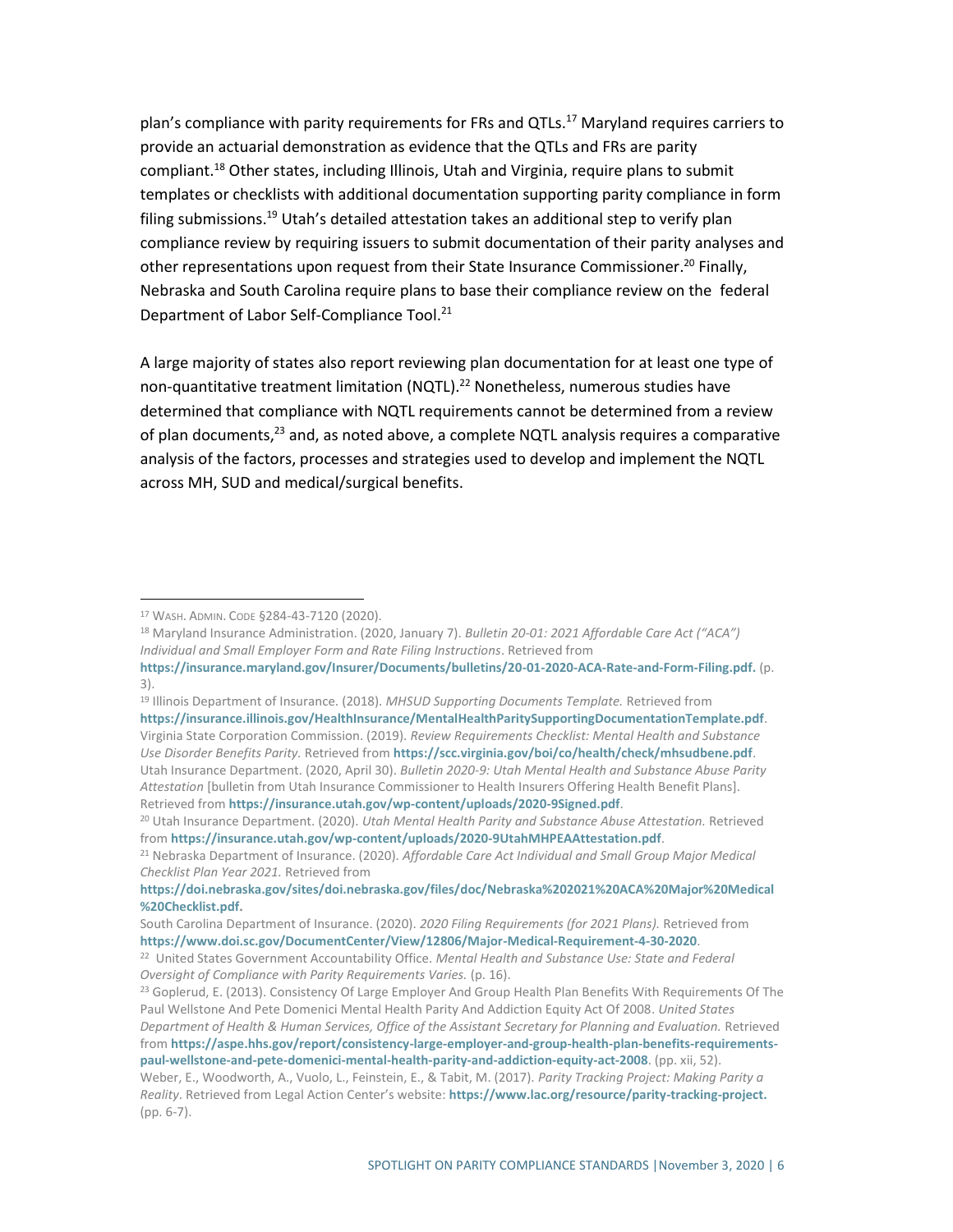plan's compliance with parity requirements for FRs and QTLs.[17] Maryland requires carriers to provide an actuarial demonstration as evidence that the QTLs and FRs are parity compliant.[18] Other states, including Illinois, Utah and Virginia, require plans to submit templates or checklists with additional documentation supporting parity compliance in form filing submissions.[19] Utah's detailed attestation takes an additional step to verify plan compliance review by requiring issuers to submit documentation of their parity analyses and other representations upon request from their State Insurance Commissioner.[20] Finally, Nebraska and South Carolina require plans to base their compliance review on the federal Department of Labor Self-Compliance Tool.[21]

A large majority of states also report reviewing plan documentation for at least one type of non-quantitative treatment limitation (NQTL).[22] Nonetheless, numerous studies have determined that compliance with NQTL requirements cannot be determined from a review of plan documents,[23] and, as noted above, a complete NQTL analysis requires a comparative analysis of the factors, processes and strategies used to develop and implement the NQTL across MH, SUD and medical/surgical benefits.

---

[17] WASH. ADMIN. CODE §284-43-7120 (2020).

[18] Maryland Insurance Administration. (2020, January 7). *Bulletin 20-01: 2021 Affordable Care Act ("ACA") Individual and Small Employer Form and Rate Filing Instructions*. Retrieved from **https://insurance.maryland.gov/Insurer/Documents/bulletins/20-01-2020-ACA-Rate-and-Form-Filing.pdf.** (p. 3).

[19] Illinois Department of Insurance. (2018). *MHSUD Supporting Documents Template.* Retrieved from **https://insurance.illinois.gov/HealthInsurance/MentalHealthParitySupportingDocumentationTemplate.pdf**. Virginia State Corporation Commission. (2019). *Review Requirements Checklist: Mental Health and Substance Use Disorder Benefits Parity.* Retrieved from **https://scc.virginia.gov/boi/co/health/check/mhsudbene.pdf**. Utah Insurance Department. (2020, April 30). *Bulletin 2020-9: Utah Mental Health and Substance Abuse Parity Attestation* [bulletin from Utah Insurance Commissioner to Health Insurers Offering Health Benefit Plans]. Retrieved from **https://insurance.utah.gov/wp-content/uploads/2020-9Signed.pdf**.

[20] Utah Insurance Department. (2020). *Utah Mental Health Parity and Substance Abuse Attestation.* Retrieved from **https://insurance.utah.gov/wp-content/uploads/2020-9UtahMHPEAAttestation.pdf**.

[21] Nebraska Department of Insurance. (2020). *Affordable Care Act Individual and Small Group Major Medical Checklist Plan Year 2021.* Retrieved from **https://doi.nebraska.gov/sites/doi.nebraska.gov/files/doc/Nebraska%202021%20ACA%20Major%20Medical%20Checklist.pdf.**

South Carolina Department of Insurance. (2020). *2020 Filing Requirements (for 2021 Plans).* Retrieved from **https://www.doi.sc.gov/DocumentCenter/View/12806/Major-Medical-Requirement-4-30-2020**.

[22] United States Government Accountability Office. *Mental Health and Substance Use: State and Federal Oversight of Compliance with Parity Requirements Varies.* (p. 16).

[23] Goplerud, E. (2013). Consistency Of Large Employer And Group Health Plan Benefits With Requirements Of The Paul Wellstone And Pete Domenici Mental Health Parity And Addiction Equity Act Of 2008. *United States Department of Health & Human Services, Office of the Assistant Secretary for Planning and Evaluation.* Retrieved from **https://aspe.hhs.gov/report/consistency-large-employer-and-group-health-plan-benefits-requirements-paul-wellstone-and-pete-domenici-mental-health-parity-and-addiction-equity-act-2008**. (pp. xii, 52). Weber, E., Woodworth, A., Vuolo, L., Feinstein, E., & Tabit, M. (2017). *Parity Tracking Project: Making Parity a Reality*. Retrieved from Legal Action Center's website: **https://www.lac.org/resource/parity-tracking-project.** (pp. 6-7).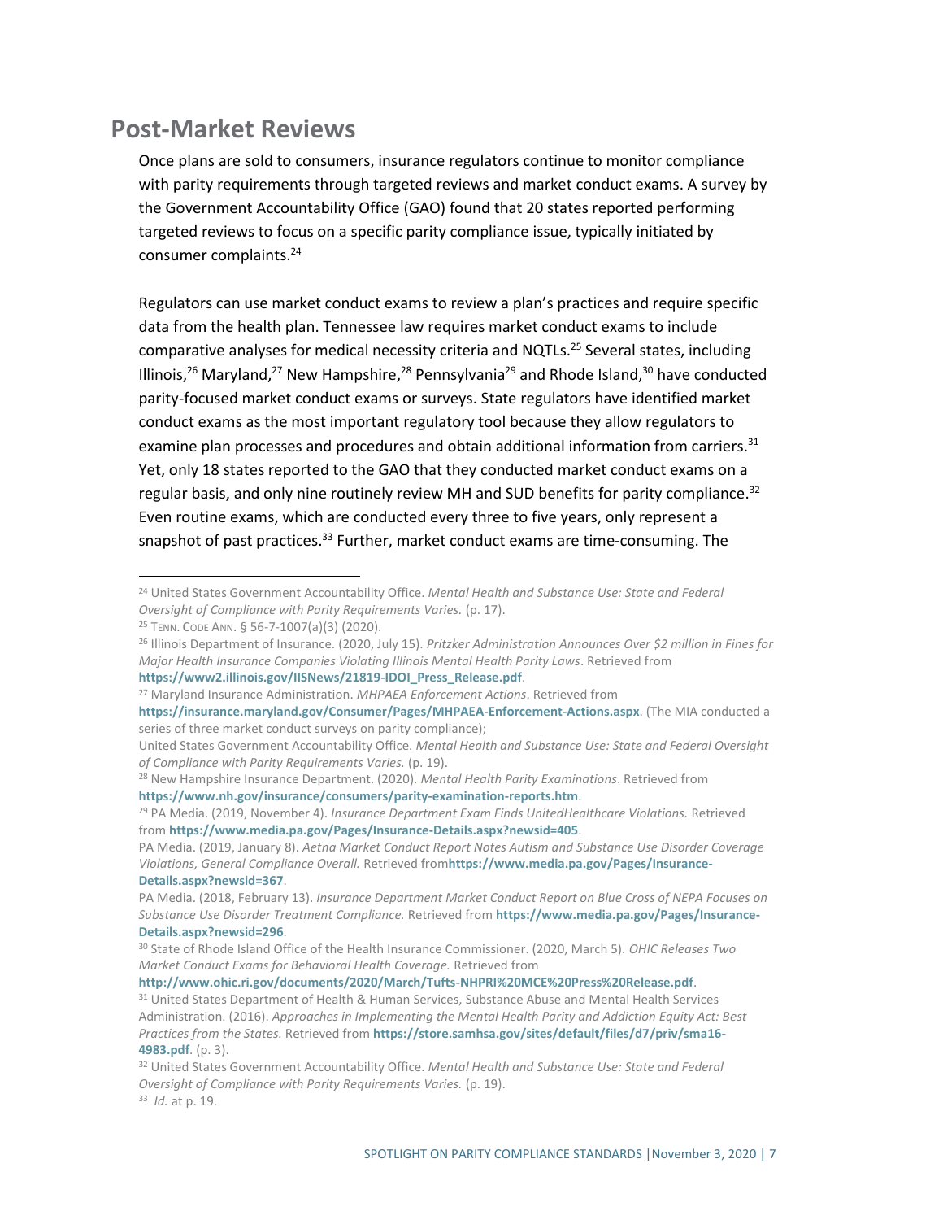## Post-Market Reviews

Once plans are sold to consumers, insurance regulators continue to monitor compliance with parity requirements through targeted reviews and market conduct exams. A survey by the Government Accountability Office (GAO) found that 20 states reported performing targeted reviews to focus on a specific parity compliance issue, typically initiated by consumer complaints.[24]

Regulators can use market conduct exams to review a plan's practices and require specific data from the health plan. Tennessee law requires market conduct exams to include comparative analyses for medical necessity criteria and NQTLs.[25] Several states, including Illinois,[26] Maryland,[27] New Hampshire,[28] Pennsylvania[29] and Rhode Island,[30] have conducted parity-focused market conduct exams or surveys. State regulators have identified market conduct exams as the most important regulatory tool because they allow regulators to examine plan processes and procedures and obtain additional information from carriers.[31] Yet, only 18 states reported to the GAO that they conducted market conduct exams on a regular basis, and only nine routinely review MH and SUD benefits for parity compliance.[32] Even routine exams, which are conducted every three to five years, only represent a snapshot of past practices.[33] Further, market conduct exams are time-consuming. The

---

[24] United States Government Accountability Office. *Mental Health and Substance Use: State and Federal Oversight of Compliance with Parity Requirements Varies.* (p. 17).

[25] TENN. CODE ANN. § 56-7-1007(a)(3) (2020).

[26] Illinois Department of Insurance. (2020, July 15). *Pritzker Administration Announces Over $2 million in Fines for Major Health Insurance Companies Violating Illinois Mental Health Parity Laws*. Retrieved from **https://www2.illinois.gov/IISNews/21819-IDOI_Press_Release.pdf**.

[27] Maryland Insurance Administration. *MHPAEA Enforcement Actions*. Retrieved from **https://insurance.maryland.gov/Consumer/Pages/MHPAEA-Enforcement-Actions.aspx**. (The MIA conducted a series of three market conduct surveys on parity compliance);
United States Government Accountability Office. *Mental Health and Substance Use: State and Federal Oversight of Compliance with Parity Requirements Varies.* (p. 19).

[28] New Hampshire Insurance Department. (2020). *Mental Health Parity Examinations*. Retrieved from **https://www.nh.gov/insurance/consumers/parity-examination-reports.htm**.

[29] PA Media. (2019, November 4). *Insurance Department Exam Finds UnitedHealthcare Violations.* Retrieved from **https://www.media.pa.gov/Pages/Insurance-Details.aspx?newsid=405**.
PA Media. (2019, January 8). *Aetna Market Conduct Report Notes Autism and Substance Use Disorder Coverage Violations, General Compliance Overall.* Retrieved from**https://www.media.pa.gov/Pages/Insurance-Details.aspx?newsid=367**.
PA Media. (2018, February 13). *Insurance Department Market Conduct Report on Blue Cross of NEPA Focuses on Substance Use Disorder Treatment Compliance.* Retrieved from **https://www.media.pa.gov/Pages/Insurance-Details.aspx?newsid=296**.

[30] State of Rhode Island Office of the Health Insurance Commissioner. (2020, March 5). *OHIC Releases Two Market Conduct Exams for Behavioral Health Coverage.* Retrieved from **http://www.ohic.ri.gov/documents/2020/March/Tufts-NHPRI%20MCE%20Press%20Release.pdf**.

[31] United States Department of Health & Human Services, Substance Abuse and Mental Health Services Administration. (2016). *Approaches in Implementing the Mental Health Parity and Addiction Equity Act: Best Practices from the States.* Retrieved from **https://store.samhsa.gov/sites/default/files/d7/priv/sma16-4983.pdf**. (p. 3).

[32] United States Government Accountability Office. *Mental Health and Substance Use: State and Federal Oversight of Compliance with Parity Requirements Varies.* (p. 19).

[33] *Id.* at p. 19.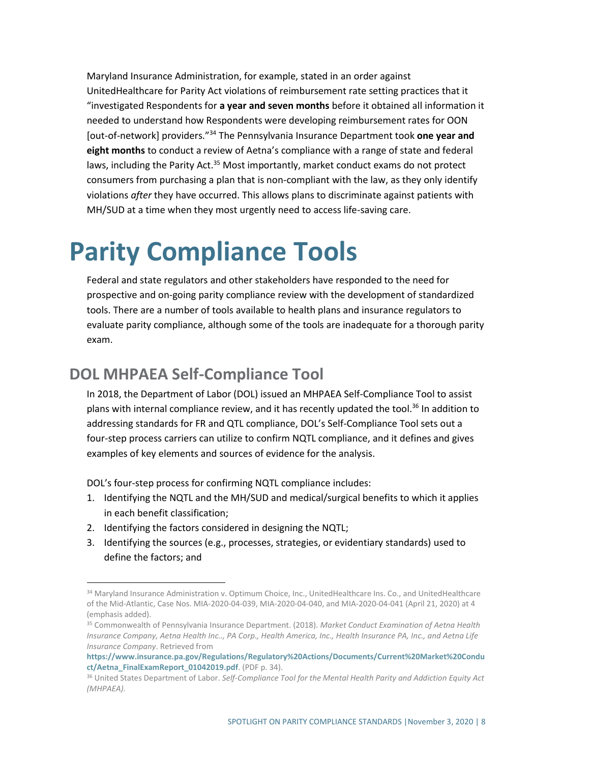Maryland Insurance Administration, for example, stated in an order against UnitedHealthcare for Parity Act violations of reimbursement rate setting practices that it "investigated Respondents for **a year and seven months** before it obtained all information it needed to understand how Respondents were developing reimbursement rates for OON [out-of-network] providers."[34] The Pennsylvania Insurance Department took **one year and eight months** to conduct a review of Aetna's compliance with a range of state and federal laws, including the Parity Act.[35] Most importantly, market conduct exams do not protect consumers from purchasing a plan that is non-compliant with the law, as they only identify violations *after* they have occurred. This allows plans to discriminate against patients with MH/SUD at a time when they most urgently need to access life-saving care.

# Parity Compliance Tools

Federal and state regulators and other stakeholders have responded to the need for prospective and on-going parity compliance review with the development of standardized tools. There are a number of tools available to health plans and insurance regulators to evaluate parity compliance, although some of the tools are inadequate for a thorough parity exam.

## DOL MHPAEA Self-Compliance Tool

In 2018, the Department of Labor (DOL) issued an MHPAEA Self-Compliance Tool to assist plans with internal compliance review, and it has recently updated the tool.[36] In addition to addressing standards for FR and QTL compliance, DOL's Self-Compliance Tool sets out a four-step process carriers can utilize to confirm NQTL compliance, and it defines and gives examples of key elements and sources of evidence for the analysis.

DOL's four-step process for confirming NQTL compliance includes:

1. Identifying the NQTL and the MH/SUD and medical/surgical benefits to which it applies in each benefit classification;
2. Identifying the factors considered in designing the NQTL;
3. Identifying the sources (e.g., processes, strategies, or evidentiary standards) used to define the factors; and

---

[34] Maryland Insurance Administration v. Optimum Choice, Inc., UnitedHealthcare Ins. Co., and UnitedHealthcare of the Mid-Atlantic, Case Nos. MIA-2020-04-039, MIA-2020-04-040, and MIA-2020-04-041 (April 21, 2020) at 4 (emphasis added).

[35] Commonwealth of Pennsylvania Insurance Department. (2018). *Market Conduct Examination of Aetna Health Insurance Company, Aetna Health Inc.., PA Corp., Health America, Inc., Health Insurance PA, Inc., and Aetna Life Insurance Company*. Retrieved from **https://www.insurance.pa.gov/Regulations/Regulatory%20Actions/Documents/Current%20Market%20Conduct/Aetna_FinalExamReport_01042019.pdf**. (PDF p. 34).

[36] United States Department of Labor. *Self-Compliance Tool for the Mental Health Parity and Addiction Equity Act (MHPAEA).*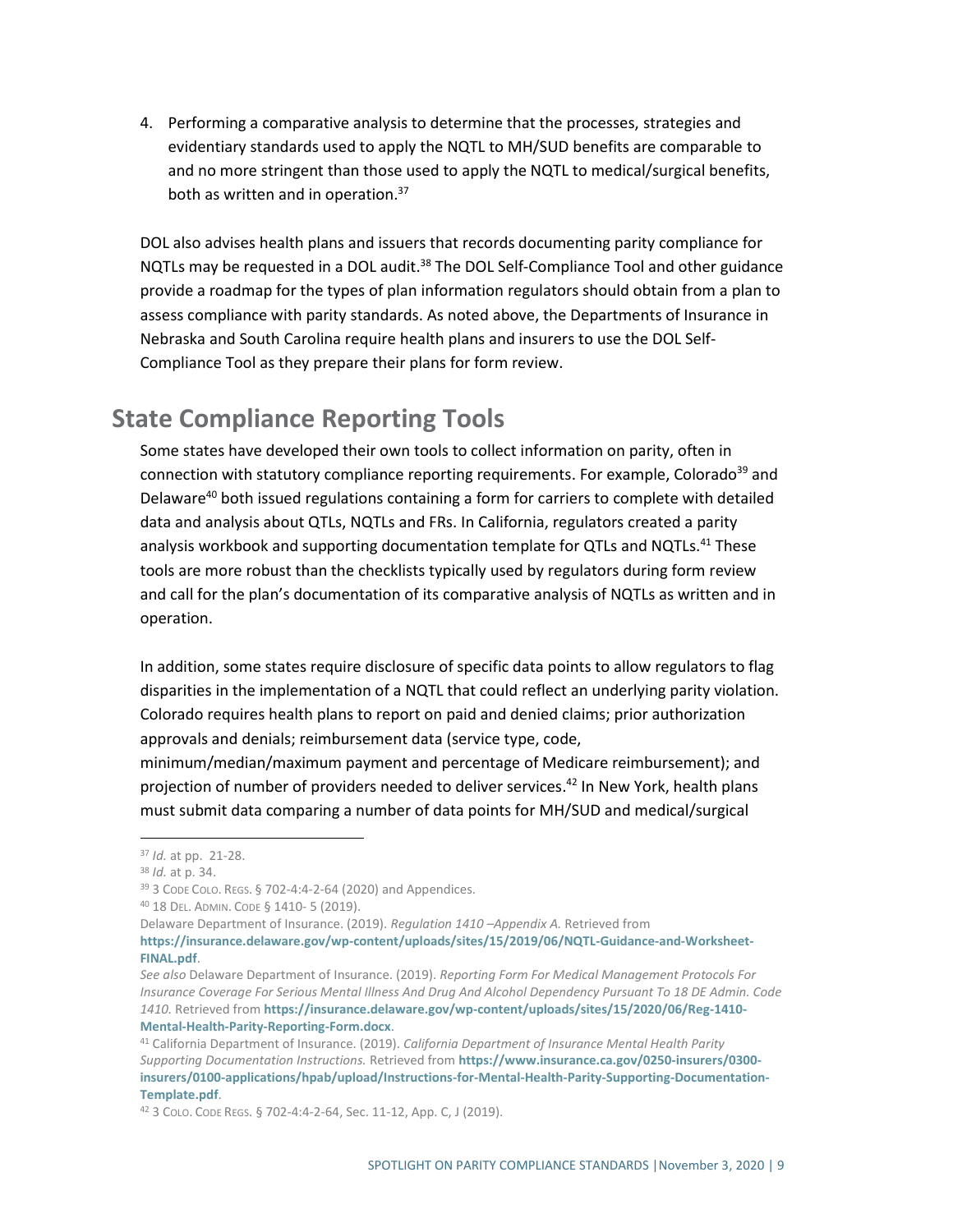4. Performing a comparative analysis to determine that the processes, strategies and evidentiary standards used to apply the NQTL to MH/SUD benefits are comparable to and no more stringent than those used to apply the NQTL to medical/surgical benefits, both as written and in operation.[37]

DOL also advises health plans and issuers that records documenting parity compliance for NQTLs may be requested in a DOL audit.[38] The DOL Self-Compliance Tool and other guidance provide a roadmap for the types of plan information regulators should obtain from a plan to assess compliance with parity standards. As noted above, the Departments of Insurance in Nebraska and South Carolina require health plans and insurers to use the DOL Self-Compliance Tool as they prepare their plans for form review.

## State Compliance Reporting Tools

Some states have developed their own tools to collect information on parity, often in connection with statutory compliance reporting requirements. For example, Colorado[39] and Delaware[40] both issued regulations containing a form for carriers to complete with detailed data and analysis about QTLs, NQTLs and FRs. In California, regulators created a parity analysis workbook and supporting documentation template for QTLs and NQTLs.[41] These tools are more robust than the checklists typically used by regulators during form review and call for the plan's documentation of its comparative analysis of NQTLs as written and in operation.

In addition, some states require disclosure of specific data points to allow regulators to flag disparities in the implementation of a NQTL that could reflect an underlying parity violation. Colorado requires health plans to report on paid and denied claims; prior authorization approvals and denials; reimbursement data (service type, code, minimum/median/maximum payment and percentage of Medicare reimbursement); and projection of number of providers needed to deliver services.[42] In New York, health plans must submit data comparing a number of data points for MH/SUD and medical/surgical

---

[37] *Id.* at pp. 21-28.

[38] *Id.* at p. 34.

[39] 3 CODE COLO. REGS. § 702-4:4-2-64 (2020) and Appendices.

[40] 18 DEL. ADMIN. CODE § 1410- 5 (2019).

Delaware Department of Insurance. (2019). *Regulation 1410 –Appendix A.* Retrieved from **https://insurance.delaware.gov/wp-content/uploads/sites/15/2019/06/NQTL-Guidance-and-Worksheet-FINAL.pdf**.

*See also* Delaware Department of Insurance. (2019). *Reporting Form For Medical Management Protocols For Insurance Coverage For Serious Mental Illness And Drug And Alcohol Dependency Pursuant To 18 DE Admin. Code 1410.* Retrieved from **https://insurance.delaware.gov/wp-content/uploads/sites/15/2020/06/Reg-1410-Mental-Health-Parity-Reporting-Form.docx**.

[41] California Department of Insurance. (2019). *California Department of Insurance Mental Health Parity Supporting Documentation Instructions.* Retrieved from **https://www.insurance.ca.gov/0250-insurers/0300-insurers/0100-applications/hpab/upload/Instructions-for-Mental-Health-Parity-Supporting-Documentation-Template.pdf**.

[42] 3 COLO. CODE REGS. § 702-4:4-2-64, Sec. 11-12, App. C, J (2019).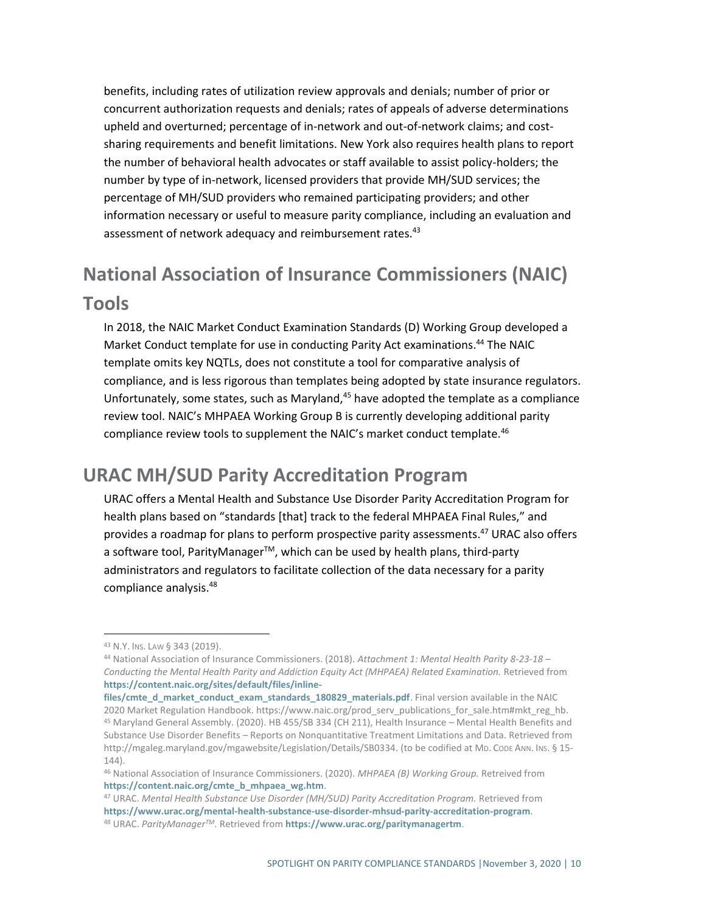benefits, including rates of utilization review approvals and denials; number of prior or concurrent authorization requests and denials; rates of appeals of adverse determinations upheld and overturned; percentage of in-network and out-of-network claims; and cost-sharing requirements and benefit limitations. New York also requires health plans to report the number of behavioral health advocates or staff available to assist policy-holders; the number by type of in-network, licensed providers that provide MH/SUD services; the percentage of MH/SUD providers who remained participating providers; and other information necessary or useful to measure parity compliance, including an evaluation and assessment of network adequacy and reimbursement rates.[43]

## National Association of Insurance Commissioners (NAIC) Tools

In 2018, the NAIC Market Conduct Examination Standards (D) Working Group developed a Market Conduct template for use in conducting Parity Act examinations.[44] The NAIC template omits key NQTLs, does not constitute a tool for comparative analysis of compliance, and is less rigorous than templates being adopted by state insurance regulators. Unfortunately, some states, such as Maryland,[45] have adopted the template as a compliance review tool. NAIC's MHPAEA Working Group B is currently developing additional parity compliance review tools to supplement the NAIC's market conduct template.[46]

## URAC MH/SUD Parity Accreditation Program

URAC offers a Mental Health and Substance Use Disorder Parity Accreditation Program for health plans based on "standards [that] track to the federal MHPAEA Final Rules," and provides a roadmap for plans to perform prospective parity assessments.[47] URAC also offers a software tool, ParityManager™, which can be used by health plans, third-party administrators and regulators to facilitate collection of the data necessary for a parity compliance analysis.[48]

---

[43] N.Y. INS. LAW § 343 (2019).

[44] National Association of Insurance Commissioners. (2018). *Attachment 1: Mental Health Parity 8-23-18 – Conducting the Mental Health Parity and Addiction Equity Act (MHPAEA) Related Examination.* Retrieved from **https://content.naic.org/sites/default/files/inline-files/cmte_d_market_conduct_exam_standards_180829_materials.pdf**. Final version available in the NAIC 2020 Market Regulation Handbook. https://www.naic.org/prod_serv_publications_for_sale.htm#mkt_reg_hb.

[45] Maryland General Assembly. (2020). HB 455/SB 334 (CH 211), Health Insurance – Mental Health Benefits and Substance Use Disorder Benefits – Reports on Nonquantitative Treatment Limitations and Data. Retrieved from http://mgaleg.maryland.gov/mgawebsite/Legislation/Details/SB0334. (to be codified at MD. CODE ANN. INS. § 15-144).

[46] National Association of Insurance Commissioners. (2020). *MHPAEA (B) Working Group.* Retreived from **https://content.naic.org/cmte_b_mhpaea_wg.htm**.

[47] URAC. *Mental Health Substance Use Disorder (MH/SUD) Parity Accreditation Program.* Retrieved from **https://www.urac.org/mental-health-substance-use-disorder-mhsud-parity-accreditation-program**.

[48] URAC. *ParityManager™.* Retrieved from **https://www.urac.org/paritymanagertm**.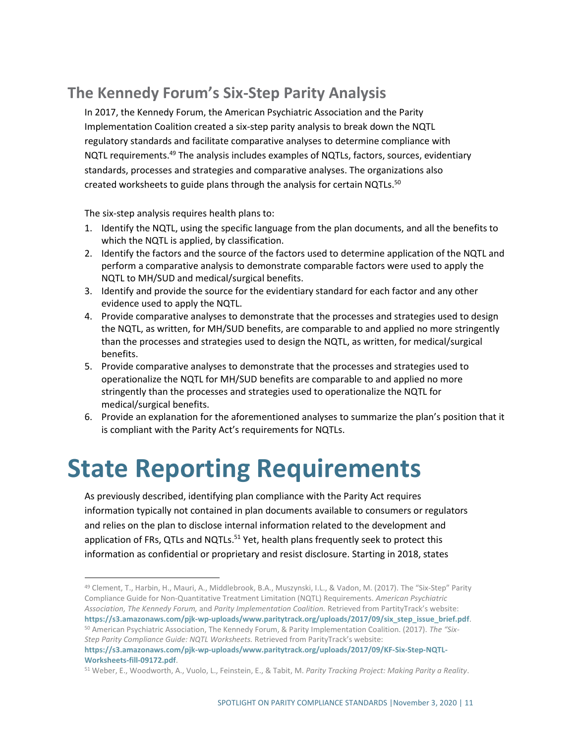## The Kennedy Forum's Six-Step Parity Analysis

In 2017, the Kennedy Forum, the American Psychiatric Association and the Parity Implementation Coalition created a six-step parity analysis to break down the NQTL regulatory standards and facilitate comparative analyses to determine compliance with NQTL requirements.[49] The analysis includes examples of NQTLs, factors, sources, evidentiary standards, processes and strategies and comparative analyses. The organizations also created worksheets to guide plans through the analysis for certain NQTLs.[50]

The six-step analysis requires health plans to:

1. Identify the NQTL, using the specific language from the plan documents, and all the benefits to which the NQTL is applied, by classification.
2. Identify the factors and the source of the factors used to determine application of the NQTL and perform a comparative analysis to demonstrate comparable factors were used to apply the NQTL to MH/SUD and medical/surgical benefits.
3. Identify and provide the source for the evidentiary standard for each factor and any other evidence used to apply the NQTL.
4. Provide comparative analyses to demonstrate that the processes and strategies used to design the NQTL, as written, for MH/SUD benefits, are comparable to and applied no more stringently than the processes and strategies used to design the NQTL, as written, for medical/surgical benefits.
5. Provide comparative analyses to demonstrate that the processes and strategies used to operationalize the NQTL for MH/SUD benefits are comparable to and applied no more stringently than the processes and strategies used to operationalize the NQTL for medical/surgical benefits.
6. Provide an explanation for the aforementioned analyses to summarize the plan's position that it is compliant with the Parity Act's requirements for NQTLs.

# State Reporting Requirements

As previously described, identifying plan compliance with the Parity Act requires information typically not contained in plan documents available to consumers or regulators and relies on the plan to disclose internal information related to the development and application of FRs, QTLs and NQTLs.[51] Yet, health plans frequently seek to protect this information as confidential or proprietary and resist disclosure. Starting in 2018, states

---

[49] Clement, T., Harbin, H., Mauri, A., Middlebrook, B.A., Muszynski, I.L., & Vadon, M. (2017). The "Six-Step" Parity Compliance Guide for Non-Quantitative Treatment Limitation (NQTL) Requirements. *American Psychiatric Association, The Kennedy Forum,* and *Parity Implementation Coalition.* Retrieved from PartityTrack's website: **https://s3.amazonaws.com/pjk-wp-uploads/www.paritytrack.org/uploads/2017/09/six_step_issue_brief.pdf**.

[50] American Psychiatric Association, The Kennedy Forum, & Parity Implementation Coalition. (2017). *The "Six-Step Parity Compliance Guide: NQTL Worksheets.* Retrieved from ParityTrack's website: **https://s3.amazonaws.com/pjk-wp-uploads/www.paritytrack.org/uploads/2017/09/KF-Six-Step-NQTL-Worksheets-fill-09172.pdf**.

[51] Weber, E., Woodworth, A., Vuolo, L., Feinstein, E., & Tabit, M. *Parity Tracking Project: Making Parity a Reality*.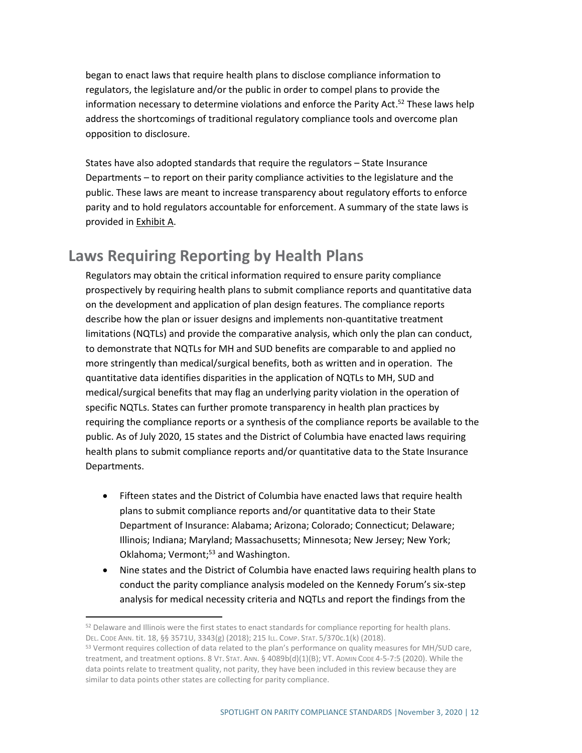began to enact laws that require health plans to disclose compliance information to regulators, the legislature and/or the public in order to compel plans to provide the information necessary to determine violations and enforce the Parity Act.[52] These laws help address the shortcomings of traditional regulatory compliance tools and overcome plan opposition to disclosure.

States have also adopted standards that require the regulators – State Insurance Departments – to report on their parity compliance activities to the legislature and the public. These laws are meant to increase transparency about regulatory efforts to enforce parity and to hold regulators accountable for enforcement. A summary of the state laws is provided in Exhibit A.

## Laws Requiring Reporting by Health Plans

Regulators may obtain the critical information required to ensure parity compliance prospectively by requiring health plans to submit compliance reports and quantitative data on the development and application of plan design features. The compliance reports describe how the plan or issuer designs and implements non-quantitative treatment limitations (NQTLs) and provide the comparative analysis, which only the plan can conduct, to demonstrate that NQTLs for MH and SUD benefits are comparable to and applied no more stringently than medical/surgical benefits, both as written and in operation. The quantitative data identifies disparities in the application of NQTLs to MH, SUD and medical/surgical benefits that may flag an underlying parity violation in the operation of specific NQTLs. States can further promote transparency in health plan practices by requiring the compliance reports or a synthesis of the compliance reports be available to the public. As of July 2020, 15 states and the District of Columbia have enacted laws requiring health plans to submit compliance reports and/or quantitative data to the State Insurance Departments.

- Fifteen states and the District of Columbia have enacted laws that require health plans to submit compliance reports and/or quantitative data to their State Department of Insurance: Alabama; Arizona; Colorado; Connecticut; Delaware; Illinois; Indiana; Maryland; Massachusetts; Minnesota; New Jersey; New York; Oklahoma; Vermont;[53] and Washington.
- Nine states and the District of Columbia have enacted laws requiring health plans to conduct the parity compliance analysis modeled on the Kennedy Forum's six-step analysis for medical necessity criteria and NQTLs and report the findings from the

---

[52] Delaware and Illinois were the first states to enact standards for compliance reporting for health plans. DEL. CODE ANN. tit. 18, §§ 3571U, 3343(g) (2018); 215 ILL. COMP. STAT. 5/370c.1(k) (2018).

[53] Vermont requires collection of data related to the plan's performance on quality measures for MH/SUD care, treatment, and treatment options. 8 VT. STAT. ANN. § 4089b(d)(1)(B); VT. ADMIN CODE 4-5-7:5 (2020). While the data points relate to treatment quality, not parity, they have been included in this review because they are similar to data points other states are collecting for parity compliance.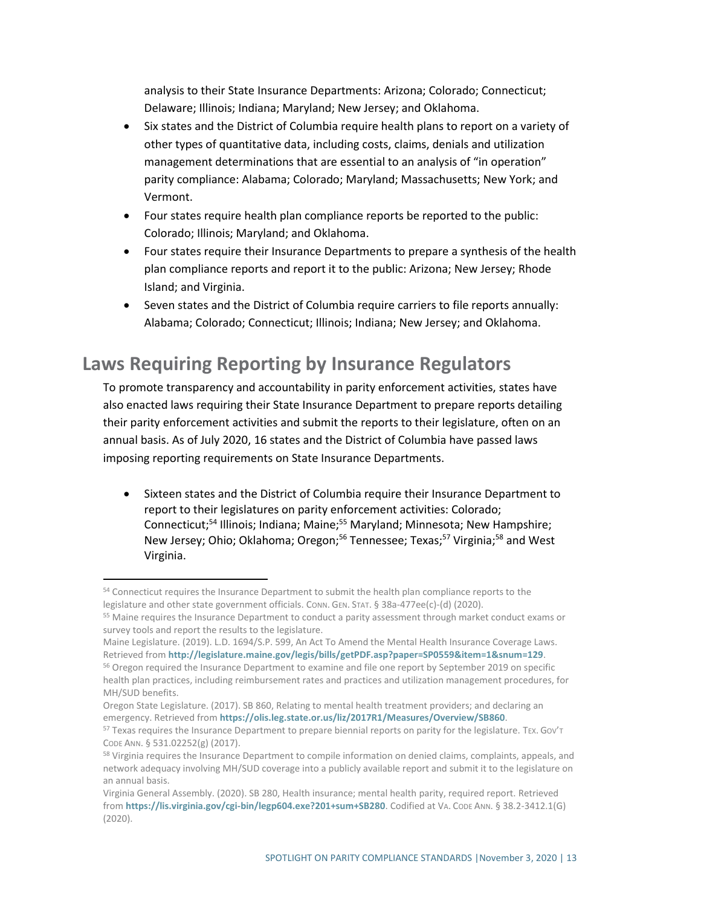analysis to their State Insurance Departments: Arizona; Colorado; Connecticut; Delaware; Illinois; Indiana; Maryland; New Jersey; and Oklahoma.

- Six states and the District of Columbia require health plans to report on a variety of other types of quantitative data, including costs, claims, denials and utilization management determinations that are essential to an analysis of "in operation" parity compliance: Alabama; Colorado; Maryland; Massachusetts; New York; and Vermont.
- Four states require health plan compliance reports be reported to the public: Colorado; Illinois; Maryland; and Oklahoma.
- Four states require their Insurance Departments to prepare a synthesis of the health plan compliance reports and report it to the public: Arizona; New Jersey; Rhode Island; and Virginia.
- Seven states and the District of Columbia require carriers to file reports annually: Alabama; Colorado; Connecticut; Illinois; Indiana; New Jersey; and Oklahoma.

## Laws Requiring Reporting by Insurance Regulators

To promote transparency and accountability in parity enforcement activities, states have also enacted laws requiring their State Insurance Department to prepare reports detailing their parity enforcement activities and submit the reports to their legislature, often on an annual basis. As of July 2020, 16 states and the District of Columbia have passed laws imposing reporting requirements on State Insurance Departments.

- Sixteen states and the District of Columbia require their Insurance Department to report to their legislatures on parity enforcement activities: Colorado; Connecticut;[54] Illinois; Indiana; Maine;[55] Maryland; Minnesota; New Hampshire; New Jersey; Ohio; Oklahoma; Oregon;[56] Tennessee; Texas;[57] Virginia;[58] and West Virginia.

---

[54] Connecticut requires the Insurance Department to submit the health plan compliance reports to the legislature and other state government officials. CONN. GEN. STAT. § 38a-477ee(c)-(d) (2020).

[55] Maine requires the Insurance Department to conduct a parity assessment through market conduct exams or survey tools and report the results to the legislature.
Maine Legislature. (2019). L.D. 1694/S.P. 599, An Act To Amend the Mental Health Insurance Coverage Laws. Retrieved from **http://legislature.maine.gov/legis/bills/getPDF.asp?paper=SP0559&item=1&snum=129**.

[56] Oregon required the Insurance Department to examine and file one report by September 2019 on specific health plan practices, including reimbursement rates and practices and utilization management procedures, for MH/SUD benefits.
Oregon State Legislature. (2017). SB 860, Relating to mental health treatment providers; and declaring an emergency. Retrieved from **https://olis.leg.state.or.us/liz/2017R1/Measures/Overview/SB860**.

[57] Texas requires the Insurance Department to prepare biennial reports on parity for the legislature. TEX. GOV'T CODE ANN. § 531.02252(g) (2017).

[58] Virginia requires the Insurance Department to compile information on denied claims, complaints, appeals, and network adequacy involving MH/SUD coverage into a publicly available report and submit it to the legislature on an annual basis.
Virginia General Assembly. (2020). SB 280, Health insurance; mental health parity, required report. Retrieved from **https://lis.virginia.gov/cgi-bin/legp604.exe?201+sum+SB280**. Codified at VA. CODE ANN. § 38.2-3412.1(G) (2020).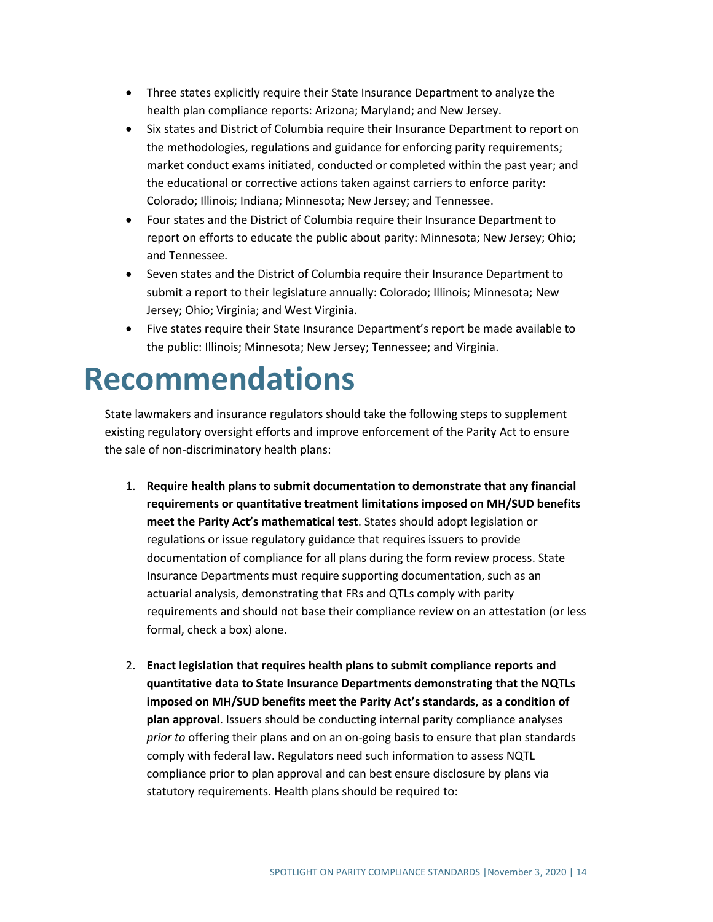- Three states explicitly require their State Insurance Department to analyze the health plan compliance reports: Arizona; Maryland; and New Jersey.
- Six states and District of Columbia require their Insurance Department to report on the methodologies, regulations and guidance for enforcing parity requirements; market conduct exams initiated, conducted or completed within the past year; and the educational or corrective actions taken against carriers to enforce parity: Colorado; Illinois; Indiana; Minnesota; New Jersey; and Tennessee.
- Four states and the District of Columbia require their Insurance Department to report on efforts to educate the public about parity: Minnesota; New Jersey; Ohio; and Tennessee.
- Seven states and the District of Columbia require their Insurance Department to submit a report to their legislature annually: Colorado; Illinois; Minnesota; New Jersey; Ohio; Virginia; and West Virginia.
- Five states require their State Insurance Department's report be made available to the public: Illinois; Minnesota; New Jersey; Tennessee; and Virginia.

# Recommendations

State lawmakers and insurance regulators should take the following steps to supplement existing regulatory oversight efforts and improve enforcement of the Parity Act to ensure the sale of non-discriminatory health plans:

1. **Require health plans to submit documentation to demonstrate that any financial requirements or quantitative treatment limitations imposed on MH/SUD benefits meet the Parity Act's mathematical test**. States should adopt legislation or regulations or issue regulatory guidance that requires issuers to provide documentation of compliance for all plans during the form review process. State Insurance Departments must require supporting documentation, such as an actuarial analysis, demonstrating that FRs and QTLs comply with parity requirements and should not base their compliance review on an attestation (or less formal, check a box) alone.

2. **Enact legislation that requires health plans to submit compliance reports and quantitative data to State Insurance Departments demonstrating that the NQTLs imposed on MH/SUD benefits meet the Parity Act's standards, as a condition of plan approval**. Issuers should be conducting internal parity compliance analyses *prior to* offering their plans and on an on-going basis to ensure that plan standards comply with federal law. Regulators need such information to assess NQTL compliance prior to plan approval and can best ensure disclosure by plans via statutory requirements. Health plans should be required to: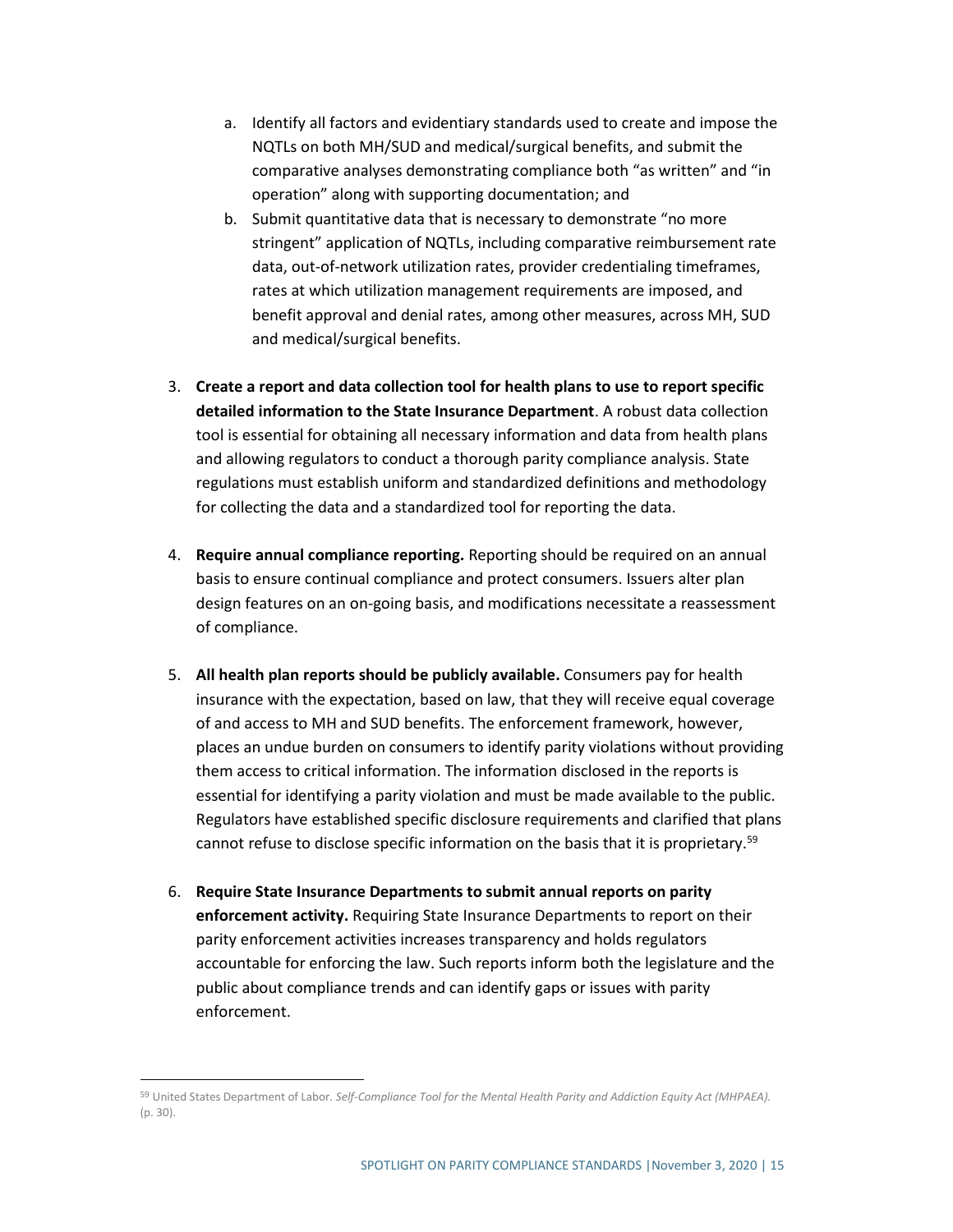a. Identify all factors and evidentiary standards used to create and impose the NQTLs on both MH/SUD and medical/surgical benefits, and submit the comparative analyses demonstrating compliance both "as written" and "in operation" along with supporting documentation; and
   b. Submit quantitative data that is necessary to demonstrate "no more stringent" application of NQTLs, including comparative reimbursement rate data, out-of-network utilization rates, provider credentialing timeframes, rates at which utilization management requirements are imposed, and benefit approval and denial rates, among other measures, across MH, SUD and medical/surgical benefits.

3. **Create a report and data collection tool for health plans to use to report specific detailed information to the State Insurance Department**. A robust data collection tool is essential for obtaining all necessary information and data from health plans and allowing regulators to conduct a thorough parity compliance analysis. State regulations must establish uniform and standardized definitions and methodology for collecting the data and a standardized tool for reporting the data.

4. **Require annual compliance reporting.** Reporting should be required on an annual basis to ensure continual compliance and protect consumers. Issuers alter plan design features on an on-going basis, and modifications necessitate a reassessment of compliance.

5. **All health plan reports should be publicly available.** Consumers pay for health insurance with the expectation, based on law, that they will receive equal coverage of and access to MH and SUD benefits. The enforcement framework, however, places an undue burden on consumers to identify parity violations without providing them access to critical information. The information disclosed in the reports is essential for identifying a parity violation and must be made available to the public. Regulators have established specific disclosure requirements and clarified that plans cannot refuse to disclose specific information on the basis that it is proprietary.[59]

6. **Require State Insurance Departments to submit annual reports on parity enforcement activity.** Requiring State Insurance Departments to report on their parity enforcement activities increases transparency and holds regulators accountable for enforcing the law. Such reports inform both the legislature and the public about compliance trends and can identify gaps or issues with parity enforcement.

---

[59] United States Department of Labor. *Self-Compliance Tool for the Mental Health Parity and Addiction Equity Act (MHPAEA).* (p. 30).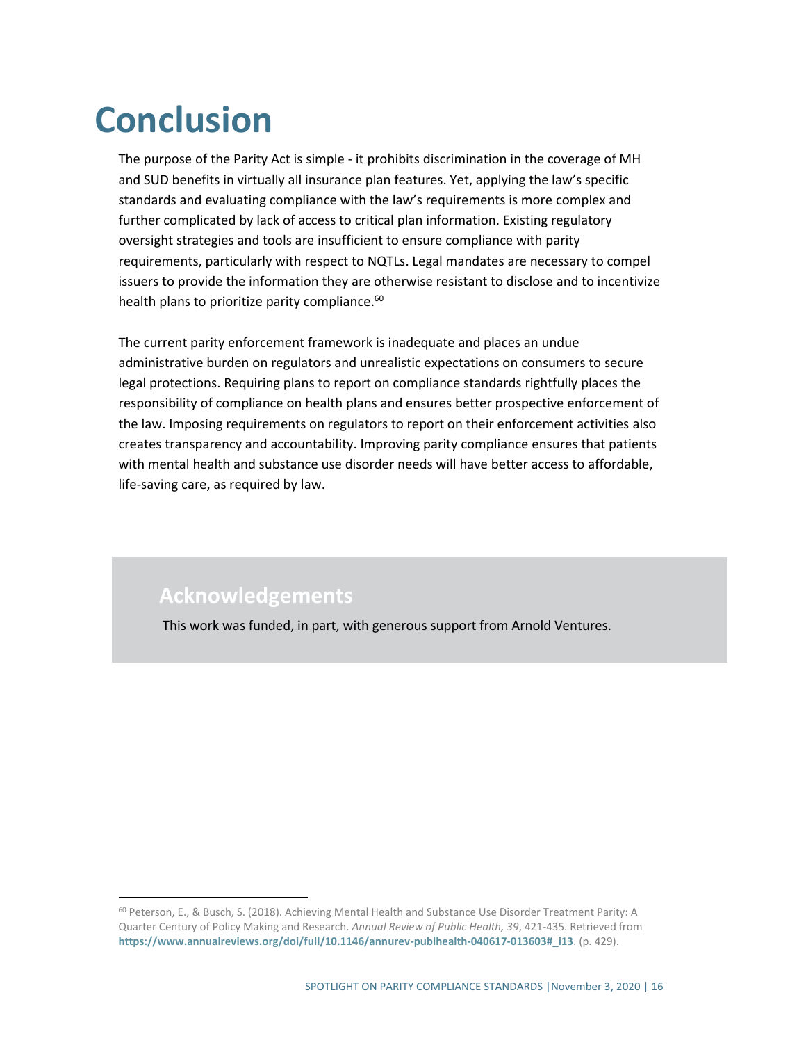# Conclusion

The purpose of the Parity Act is simple - it prohibits discrimination in the coverage of MH and SUD benefits in virtually all insurance plan features. Yet, applying the law's specific standards and evaluating compliance with the law's requirements is more complex and further complicated by lack of access to critical plan information. Existing regulatory oversight strategies and tools are insufficient to ensure compliance with parity requirements, particularly with respect to NQTLs. Legal mandates are necessary to compel issuers to provide the information they are otherwise resistant to disclose and to incentivize health plans to prioritize parity compliance.[60]

The current parity enforcement framework is inadequate and places an undue administrative burden on regulators and unrealistic expectations on consumers to secure legal protections. Requiring plans to report on compliance standards rightfully places the responsibility of compliance on health plans and ensures better prospective enforcement of the law. Imposing requirements on regulators to report on their enforcement activities also creates transparency and accountability. Improving parity compliance ensures that patients with mental health and substance use disorder needs will have better access to affordable, life-saving care, as required by law.

## Acknowledgements

This work was funded, in part, with generous support from Arnold Ventures.

---

[60] Peterson, E., & Busch, S. (2018). Achieving Mental Health and Substance Use Disorder Treatment Parity: A Quarter Century of Policy Making and Research. *Annual Review of Public Health, 39*, 421-435. Retrieved from **https://www.annualreviews.org/doi/full/10.1146/annurev-publhealth-040617-013603#_i13**. (p. 429).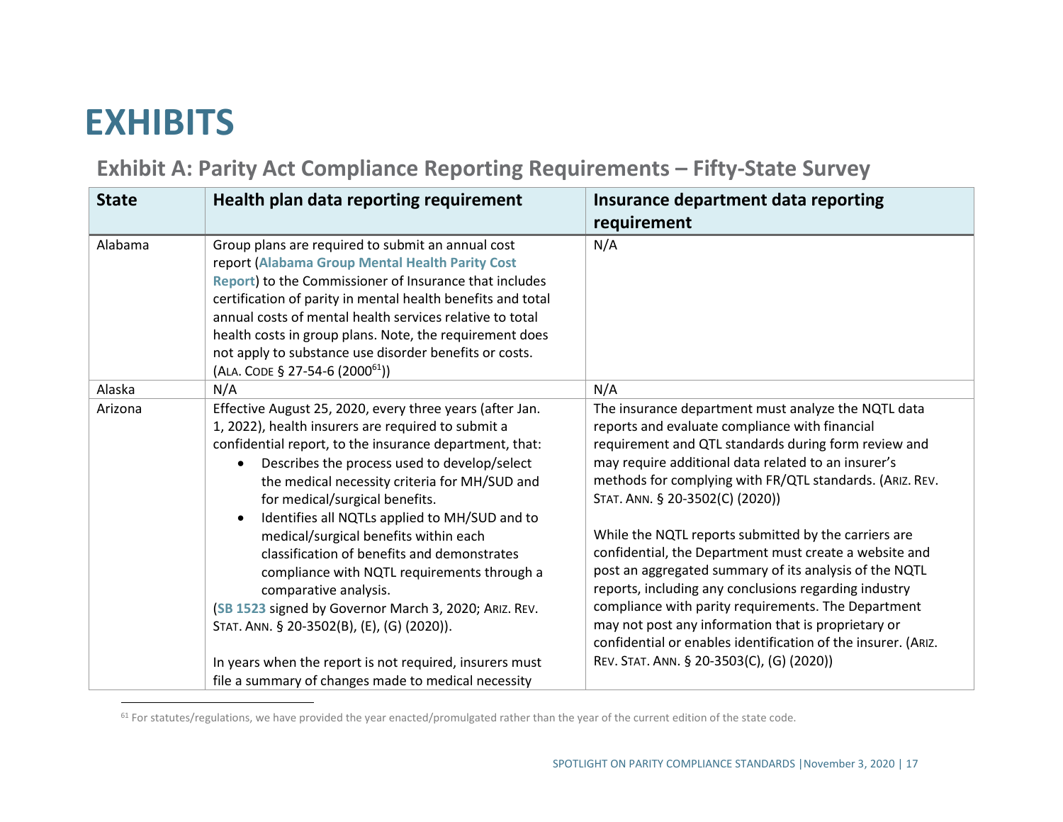# EXHIBITS

## Exhibit A: Parity Act Compliance Reporting Requirements – Fifty-State Survey

| State | Health plan data reporting requirement | Insurance department data reporting requirement |
|---|---|---|
| Alabama | Group plans are required to submit an annual cost report (**Alabama Group Mental Health Parity Cost Report**) to the Commissioner of Insurance that includes certification of parity in mental health benefits and total annual costs of mental health services relative to total health costs in group plans. Note, the requirement does not apply to substance use disorder benefits or costs. (ALA. CODE § 27-54-6 (2000[61])) | N/A |
| Alaska | N/A | N/A |
| Arizona | Effective August 25, 2020, every three years (after Jan. 1, 2022), health insurers are required to submit a confidential report, to the insurance department, that: <ul><li>Describes the process used to develop/select the medical necessity criteria for MH/SUD and for medical/surgical benefits.</li><li>Identifies all NQTLs applied to MH/SUD and to medical/surgical benefits within each classification of benefits and demonstrates compliance with NQTL requirements through a comparative analysis.</li></ul> (**SB 1523** signed by Governor March 3, 2020; ARIZ. REV. STAT. ANN. § 20-3502(B), (E), (G) (2020)).<br><br>In years when the report is not required, insurers must file a summary of changes made to medical necessity | The insurance department must analyze the NQTL data reports and evaluate compliance with financial requirement and QTL standards during form review and may require additional data related to an insurer's methods for complying with FR/QTL standards. (ARIZ. REV. STAT. ANN. § 20-3502(C) (2020))<br><br>While the NQTL reports submitted by the carriers are confidential, the Department must create a website and post an aggregated summary of its analysis of the NQTL reports, including any conclusions regarding industry compliance with parity requirements. The Department may not post any information that is proprietary or confidential or enables identification of the insurer. (ARIZ. REV. STAT. ANN. § 20-3503(C), (G) (2020)) |

[61] For statutes/regulations, we have provided the year enacted/promulgated rather than the year of the current edition of the state code.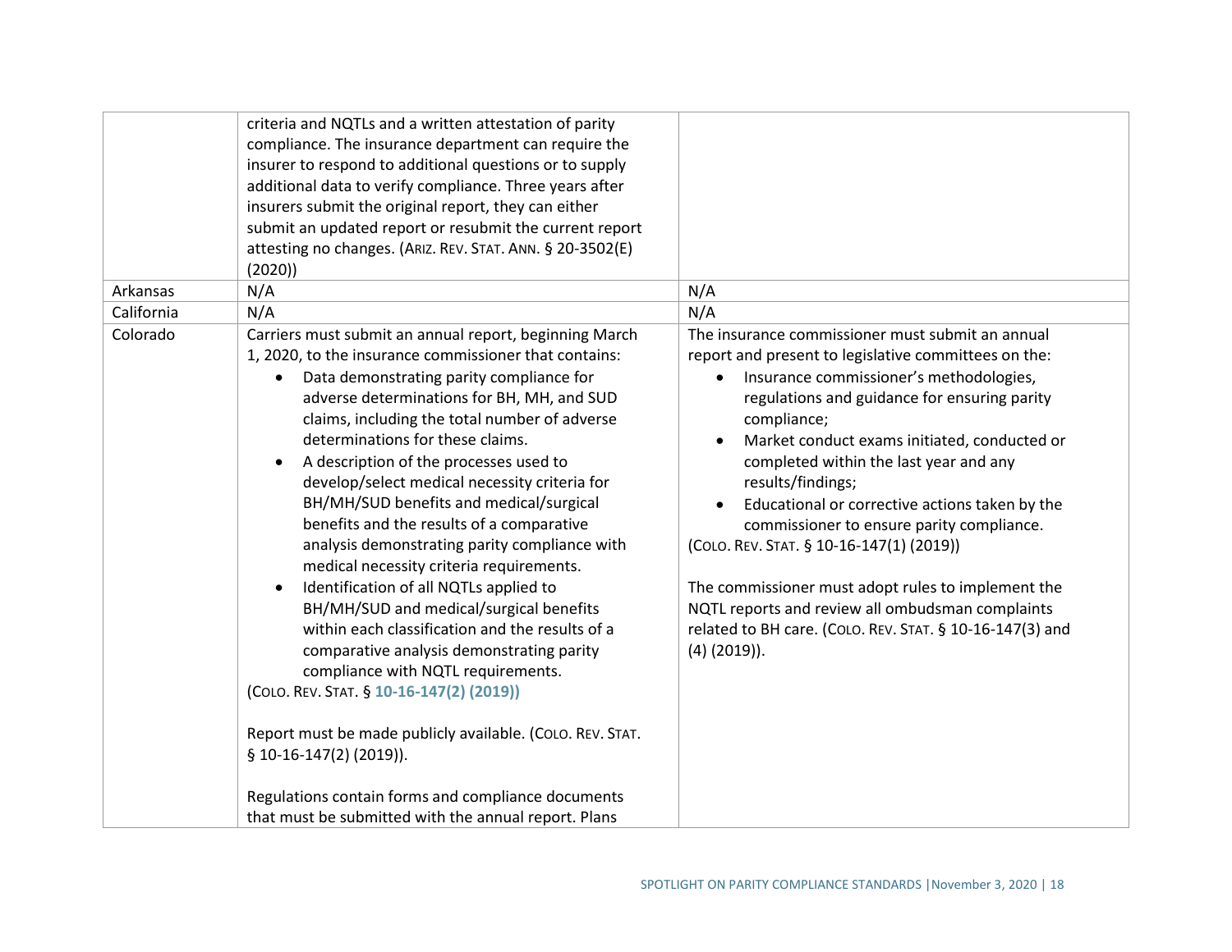| | | |
|---|---|---|
| | criteria and NQTLs and a written attestation of parity compliance. The insurance department can require the insurer to respond to additional questions or to supply additional data to verify compliance. Three years after insurers submit the original report, they can either submit an updated report or resubmit the current report attesting no changes. (ARIZ. REV. STAT. ANN. § 20-3502(E) (2020)) | |
| Arkansas | N/A | N/A |
| California | N/A | N/A |
| Colorado | Carriers must submit an annual report, beginning March 1, 2020, to the insurance commissioner that contains:<br>• Data demonstrating parity compliance for adverse determinations for BH, MH, and SUD claims, including the total number of adverse determinations for these claims.<br>• A description of the processes used to develop/select medical necessity criteria for BH/MH/SUD benefits and medical/surgical benefits and the results of a comparative analysis demonstrating parity compliance with medical necessity criteria requirements.<br>• Identification of all NQTLs applied to BH/MH/SUD and medical/surgical benefits within each classification and the results of a comparative analysis demonstrating parity compliance with NQTL requirements.<br>(COLO. REV. STAT. § **10-16-147(2) (2019))**<br><br>Report must be made publicly available. (COLO. REV. STAT. § 10-16-147(2) (2019)).<br><br>Regulations contain forms and compliance documents that must be submitted with the annual report. Plans | The insurance commissioner must submit an annual report and present to legislative committees on the:<br>• Insurance commissioner's methodologies, regulations and guidance for ensuring parity compliance;<br>• Market conduct exams initiated, conducted or completed within the last year and any results/findings;<br>• Educational or corrective actions taken by the commissioner to ensure parity compliance.<br>(COLO. REV. STAT. § 10-16-147(1) (2019))<br><br>The commissioner must adopt rules to implement the NQTL reports and review all ombudsman complaints related to BH care. (COLO. REV. STAT. § 10-16-147(3) and (4) (2019)). |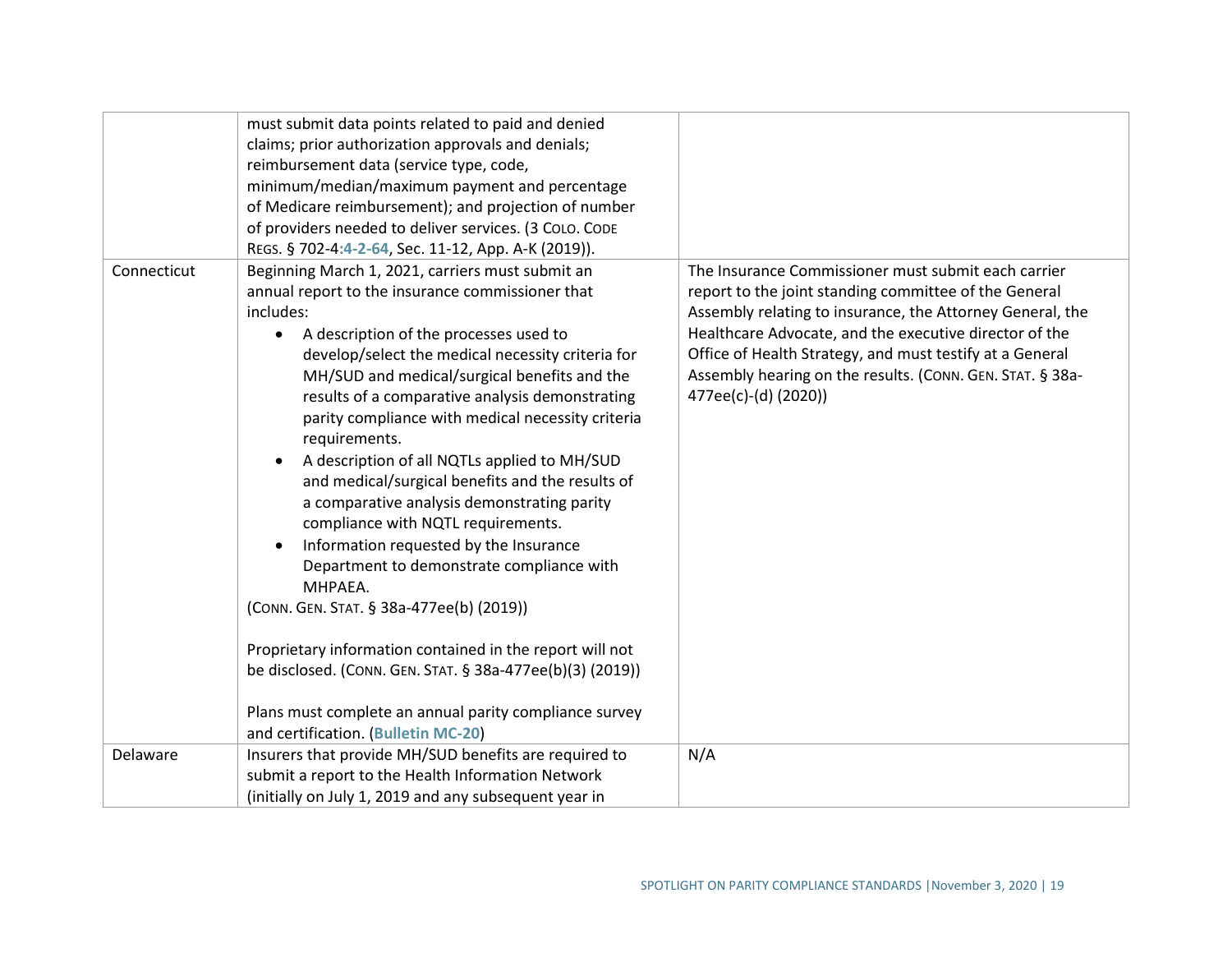| | | |
|---|---|---|
| | must submit data points related to paid and denied claims; prior authorization approvals and denials; reimbursement data (service type, code, minimum/median/maximum payment and percentage of Medicare reimbursement); and projection of number of providers needed to deliver services. (3 COLO. CODE REGS. § 702-4:4-2-64, Sec. 11-12, App. A-K (2019)). | |
| Connecticut | Beginning March 1, 2021, carriers must submit an annual report to the insurance commissioner that includes:<br>• A description of the processes used to develop/select the medical necessity criteria for MH/SUD and medical/surgical benefits and the results of a comparative analysis demonstrating parity compliance with medical necessity criteria requirements.<br>• A description of all NQTLs applied to MH/SUD and medical/surgical benefits and the results of a comparative analysis demonstrating parity compliance with NQTL requirements.<br>• Information requested by the Insurance Department to demonstrate compliance with MHPAEA.<br>(CONN. GEN. STAT. § 38a-477ee(b) (2019))<br><br>Proprietary information contained in the report will not be disclosed. (CONN. GEN. STAT. § 38a-477ee(b)(3) (2019))<br><br>Plans must complete an annual parity compliance survey and certification. (**Bulletin MC-20**) | The Insurance Commissioner must submit each carrier report to the joint standing committee of the General Assembly relating to insurance, the Attorney General, the Healthcare Advocate, and the executive director of the Office of Health Strategy, and must testify at a General Assembly hearing on the results. (CONN. GEN. STAT. § 38a-477ee(c)-(d) (2020)) |
| Delaware | Insurers that provide MH/SUD benefits are required to submit a report to the Health Information Network (initially on July 1, 2019 and any subsequent year in | N/A |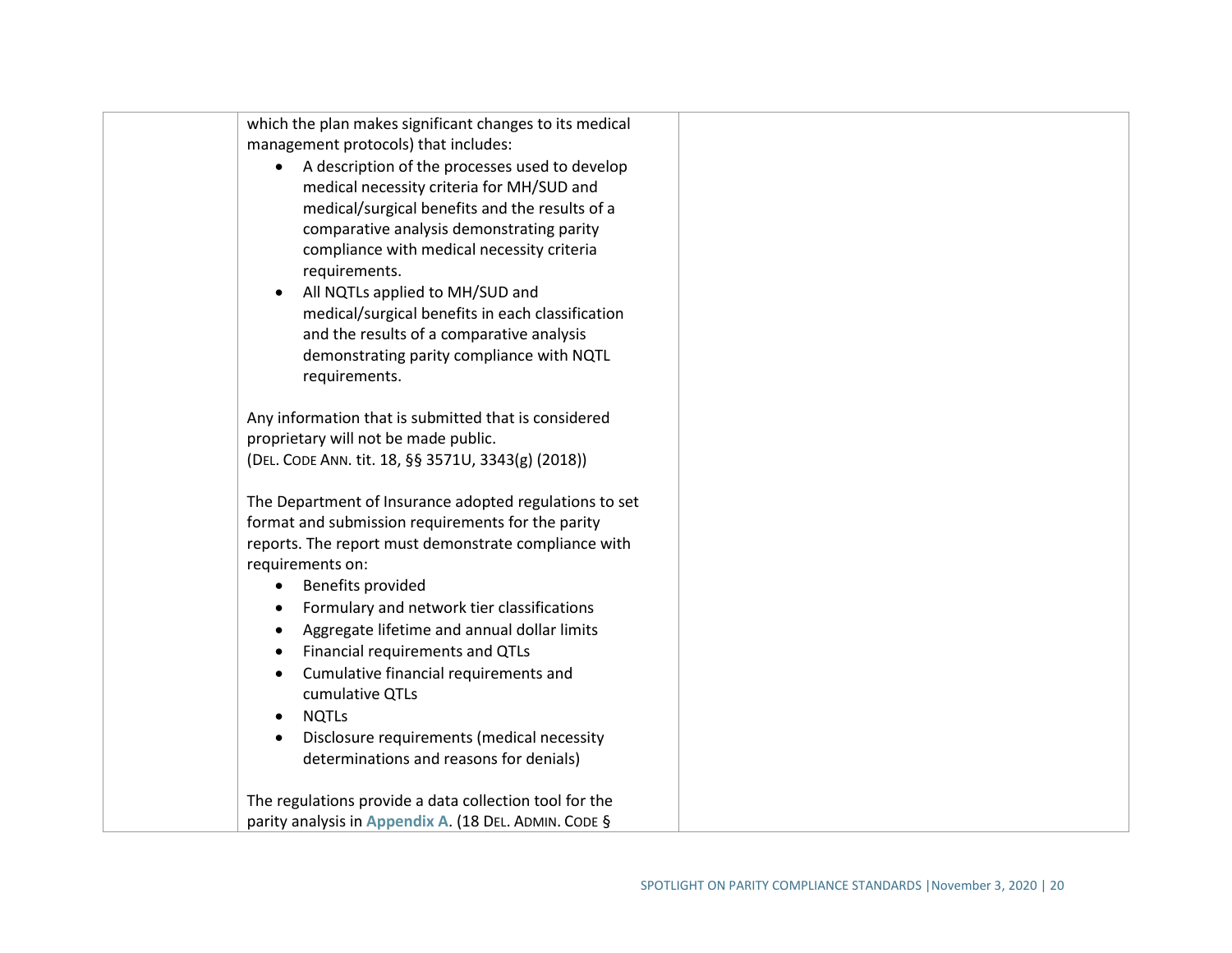| | | |
|---|---|---|
| | which the plan makes significant changes to its medical management protocols) that includes:<br>• A description of the processes used to develop medical necessity criteria for MH/SUD and medical/surgical benefits and the results of a comparative analysis demonstrating parity compliance with medical necessity criteria requirements.<br>• All NQTLs applied to MH/SUD and medical/surgical benefits in each classification and the results of a comparative analysis demonstrating parity compliance with NQTL requirements.<br><br>Any information that is submitted that is considered proprietary will not be made public.<br>(DEL. CODE ANN. tit. 18, §§ 3571U, 3343(g) (2018))<br><br>The Department of Insurance adopted regulations to set format and submission requirements for the parity reports. The report must demonstrate compliance with requirements on:<br>• Benefits provided<br>• Formulary and network tier classifications<br>• Aggregate lifetime and annual dollar limits<br>• Financial requirements and QTLs<br>• Cumulative financial requirements and cumulative QTLs<br>• NQTLs<br>• Disclosure requirements (medical necessity determinations and reasons for denials)<br><br>The regulations provide a data collection tool for the parity analysis in **Appendix A**. (18 DEL. ADMIN. CODE § | |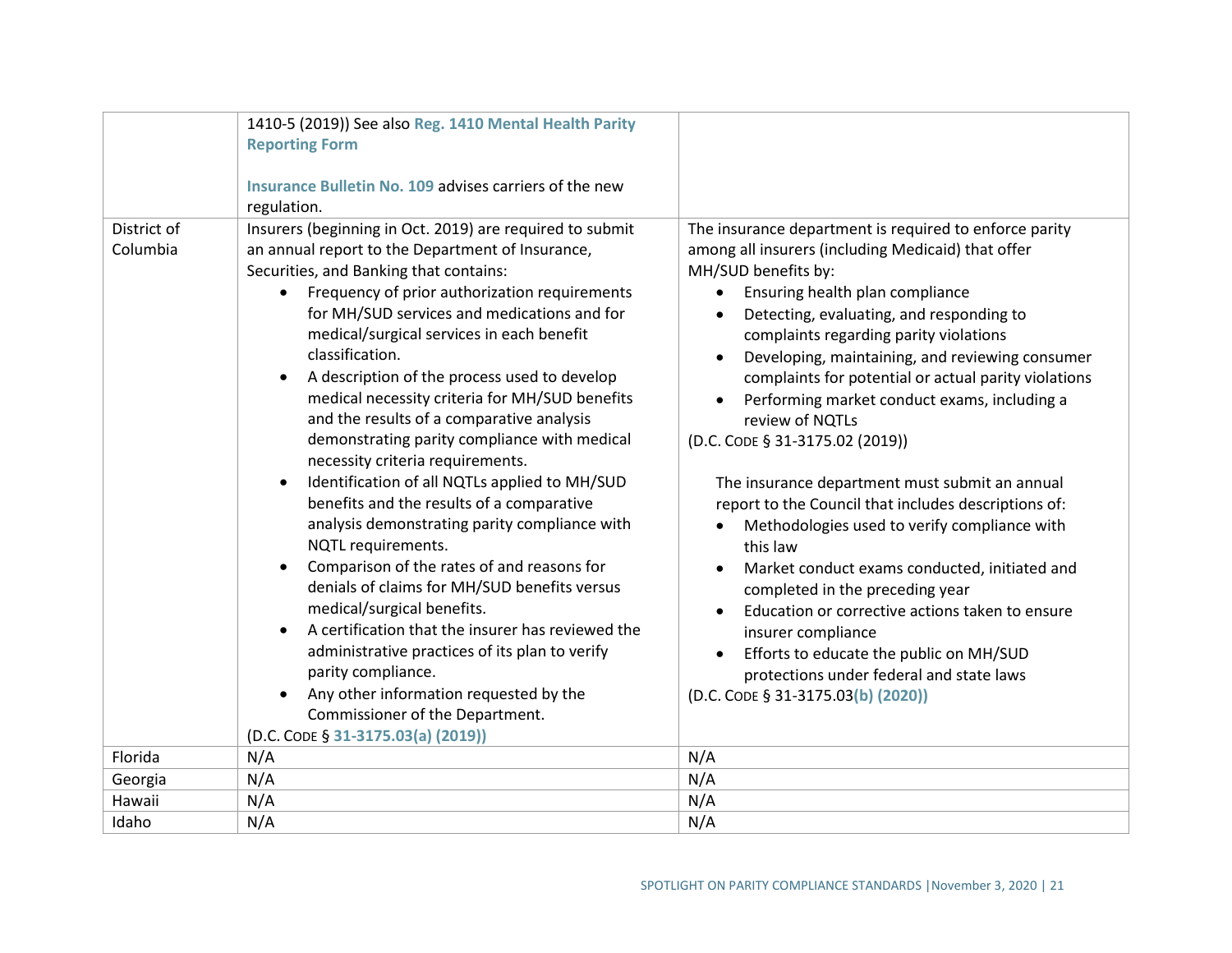| | | |
|---|---|---|
| | 1410-5 (2019)) See also **Reg. 1410 Mental Health Parity Reporting Form**<br><br>**Insurance Bulletin No. 109** advises carriers of the new regulation. | |
| District of Columbia | Insurers (beginning in Oct. 2019) are required to submit an annual report to the Department of Insurance, Securities, and Banking that contains:<br>• Frequency of prior authorization requirements for MH/SUD services and medications and for medical/surgical services in each benefit classification.<br>• A description of the process used to develop medical necessity criteria for MH/SUD benefits and the results of a comparative analysis demonstrating parity compliance with medical necessity criteria requirements.<br>• Identification of all NQTLs applied to MH/SUD benefits and the results of a comparative analysis demonstrating parity compliance with NQTL requirements.<br>• Comparison of the rates of and reasons for denials of claims for MH/SUD benefits versus medical/surgical benefits.<br>• A certification that the insurer has reviewed the administrative practices of its plan to verify parity compliance.<br>• Any other information requested by the Commissioner of the Department.<br>(D.C. CODE § **31-3175.03(a) (2019)**) | The insurance department is required to enforce parity among all insurers (including Medicaid) that offer MH/SUD benefits by:<br>• Ensuring health plan compliance<br>• Detecting, evaluating, and responding to complaints regarding parity violations<br>• Developing, maintaining, and reviewing consumer complaints for potential or actual parity violations<br>• Performing market conduct exams, including a review of NQTLs<br>(D.C. CODE § 31-3175.02 (2019))<br><br>The insurance department must submit an annual report to the Council that includes descriptions of:<br>• Methodologies used to verify compliance with this law<br>• Market conduct exams conducted, initiated and completed in the preceding year<br>• Education or corrective actions taken to ensure insurer compliance<br>• Efforts to educate the public on MH/SUD protections under federal and state laws<br>(D.C. CODE § 31-3175.03**(b) (2020)**) |
| Florida | N/A | N/A |
| Georgia | N/A | N/A |
| Hawaii | N/A | N/A |
| Idaho | N/A | N/A |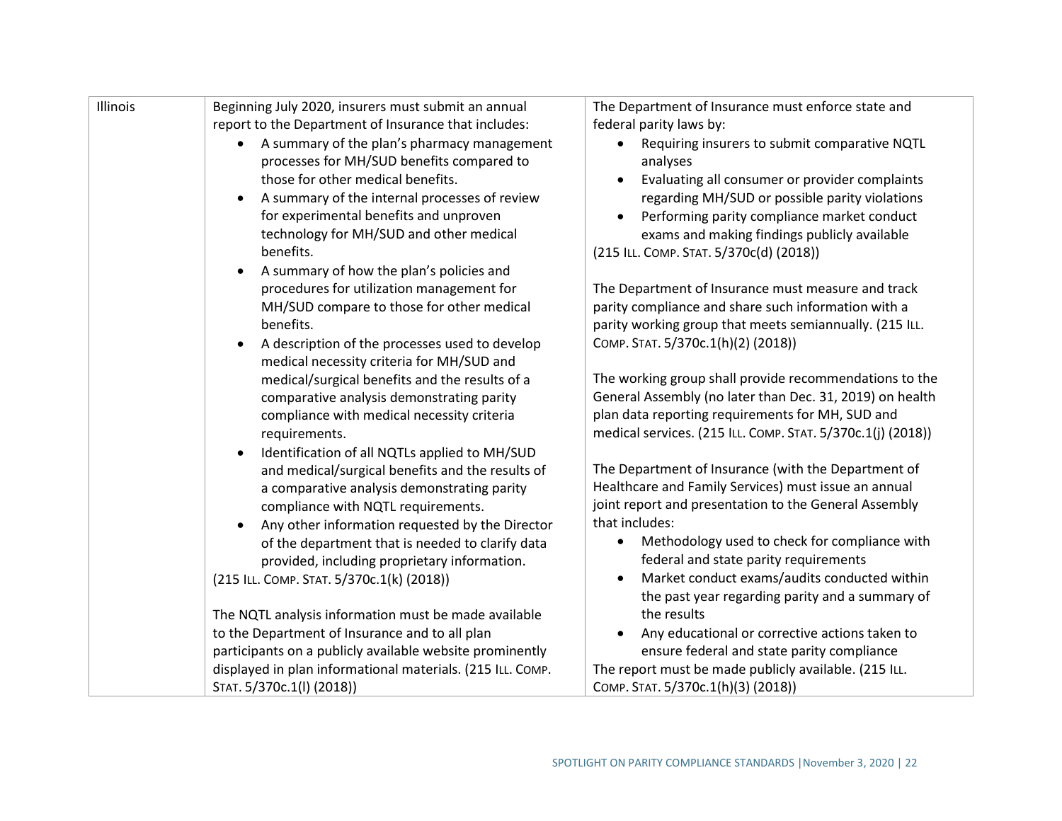| Illinois | Beginning July 2020, insurers must submit an annual report to the Department of Insurance that includes:<br>• A summary of the plan's pharmacy management processes for MH/SUD benefits compared to those for other medical benefits.<br>• A summary of the internal processes of review for experimental benefits and unproven technology for MH/SUD and other medical benefits.<br>• A summary of how the plan's policies and procedures for utilization management for MH/SUD compare to those for other medical benefits.<br>• A description of the processes used to develop medical necessity criteria for MH/SUD and medical/surgical benefits and the results of a comparative analysis demonstrating parity compliance with medical necessity criteria requirements.<br>• Identification of all NQTLs applied to MH/SUD and medical/surgical benefits and the results of a comparative analysis demonstrating parity compliance with NQTL requirements.<br>• Any other information requested by the Director of the department that is needed to clarify data provided, including proprietary information.<br>(215 ILL. COMP. STAT. 5/370c.1(k) (2018))<br><br>The NQTL analysis information must be made available to the Department of Insurance and to all plan participants on a publicly available website prominently displayed in plan informational materials. (215 ILL. COMP. STAT. 5/370c.1(l) (2018)) | The Department of Insurance must enforce state and federal parity laws by:<br>• Requiring insurers to submit comparative NQTL analyses<br>• Evaluating all consumer or provider complaints regarding MH/SUD or possible parity violations<br>• Performing parity compliance market conduct exams and making findings publicly available<br>(215 ILL. COMP. STAT. 5/370c(d) (2018))<br><br>The Department of Insurance must measure and track parity compliance and share such information with a parity working group that meets semiannually. (215 ILL. COMP. STAT. 5/370c.1(h)(2) (2018))<br><br>The working group shall provide recommendations to the General Assembly (no later than Dec. 31, 2019) on health plan data reporting requirements for MH, SUD and medical services. (215 ILL. COMP. STAT. 5/370c.1(j) (2018))<br><br>The Department of Insurance (with the Department of Healthcare and Family Services) must issue an annual joint report and presentation to the General Assembly that includes:<br>• Methodology used to check for compliance with federal and state parity requirements<br>• Market conduct exams/audits conducted within the past year regarding parity and a summary of the results<br>• Any educational or corrective actions taken to ensure federal and state parity compliance<br>The report must be made publicly available. (215 ILL. COMP. STAT. 5/370c.1(h)(3) (2018)) |
|---|---|---|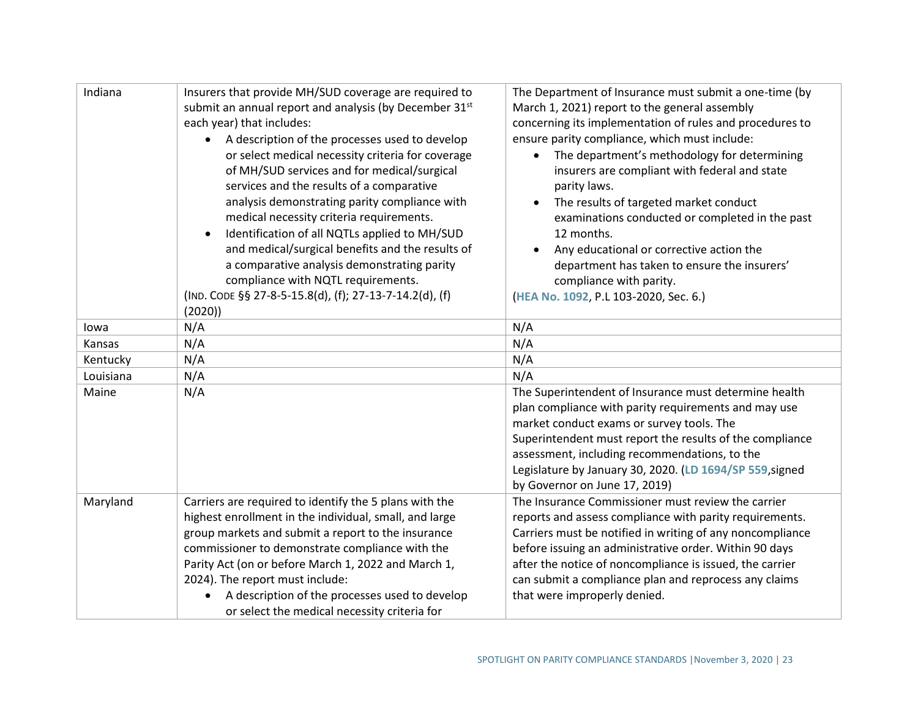| | | |
|---|---|---|
| Indiana | Insurers that provide MH/SUD coverage are required to submit an annual report and analysis (by December 31st each year) that includes:<br>• A description of the processes used to develop or select medical necessity criteria for coverage of MH/SUD services and for medical/surgical services and the results of a comparative analysis demonstrating parity compliance with medical necessity criteria requirements.<br>• Identification of all NQTLs applied to MH/SUD and medical/surgical benefits and the results of a comparative analysis demonstrating parity compliance with NQTL requirements.<br>(IND. CODE §§ 27-8-5-15.8(d), (f); 27-13-7-14.2(d), (f) (2020)) | The Department of Insurance must submit a one-time (by March 1, 2021) report to the general assembly concerning its implementation of rules and procedures to ensure parity compliance, which must include:<br>• The department's methodology for determining insurers are compliant with federal and state parity laws.<br>• The results of targeted market conduct examinations conducted or completed in the past 12 months.<br>• Any educational or corrective action the department has taken to ensure the insurers' compliance with parity.<br>(HEA No. 1092, P.L 103-2020, Sec. 6.) |
| Iowa | N/A | N/A |
| Kansas | N/A | N/A |
| Kentucky | N/A | N/A |
| Louisiana | N/A | N/A |
| Maine | N/A | The Superintendent of Insurance must determine health plan compliance with parity requirements and may use market conduct exams or survey tools. The Superintendent must report the results of the compliance assessment, including recommendations, to the Legislature by January 30, 2020. (LD 1694/SP 559,signed by Governor on June 17, 2019) |
| Maryland | Carriers are required to identify the 5 plans with the highest enrollment in the individual, small, and large group markets and submit a report to the insurance commissioner to demonstrate compliance with the Parity Act (on or before March 1, 2022 and March 1, 2024). The report must include:<br>• A description of the processes used to develop or select the medical necessity criteria for | The Insurance Commissioner must review the carrier reports and assess compliance with parity requirements. Carriers must be notified in writing of any noncompliance before issuing an administrative order. Within 90 days after the notice of noncompliance is issued, the carrier can submit a compliance plan and reprocess any claims that were improperly denied. |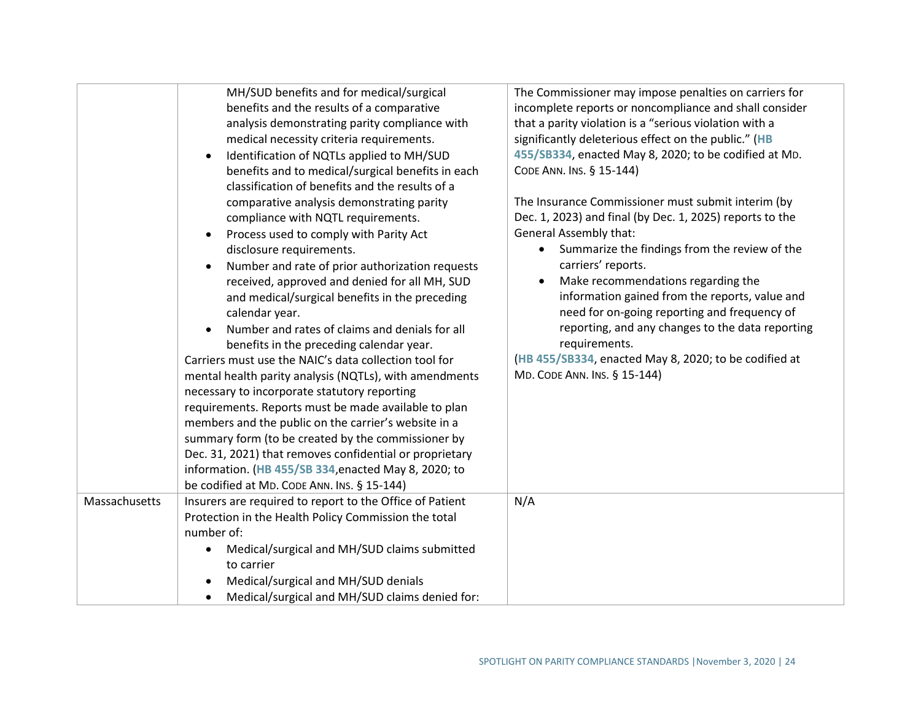| | | |
|---|---|---|
| | MH/SUD benefits and for medical/surgical benefits and the results of a comparative analysis demonstrating parity compliance with medical necessity criteria requirements.<br>• Identification of NQTLs applied to MH/SUD benefits and to medical/surgical benefits in each classification of benefits and the results of a comparative analysis demonstrating parity compliance with NQTL requirements.<br>• Process used to comply with Parity Act disclosure requirements.<br>• Number and rate of prior authorization requests received, approved and denied for all MH, SUD and medical/surgical benefits in the preceding calendar year.<br>• Number and rates of claims and denials for all benefits in the preceding calendar year.<br>Carriers must use the NAIC's data collection tool for mental health parity analysis (NQTLs), with amendments necessary to incorporate statutory reporting requirements. Reports must be made available to plan members and the public on the carrier's website in a summary form (to be created by the commissioner by Dec. 31, 2021) that removes confidential or proprietary information. (**HB 455/SB 334**,enacted May 8, 2020; to be codified at MD. CODE ANN. INS. § 15-144) | The Commissioner may impose penalties on carriers for incomplete reports or noncompliance and shall consider that a parity violation is a "serious violation with a significantly deleterious effect on the public." (**HB 455/SB334**, enacted May 8, 2020; to be codified at MD. CODE ANN. INS. § 15-144)<br><br>The Insurance Commissioner must submit interim (by Dec. 1, 2023) and final (by Dec. 1, 2025) reports to the General Assembly that:<br>• Summarize the findings from the review of the carriers' reports.<br>• Make recommendations regarding the information gained from the reports, value and need for on-going reporting and frequency of reporting, and any changes to the data reporting requirements.<br>(**HB 455/SB334**, enacted May 8, 2020; to be codified at MD. CODE ANN. INS. § 15-144) |
| Massachusetts | Insurers are required to report to the Office of Patient Protection in the Health Policy Commission the total number of:<br>• Medical/surgical and MH/SUD claims submitted to carrier<br>• Medical/surgical and MH/SUD denials<br>• Medical/surgical and MH/SUD claims denied for: | N/A |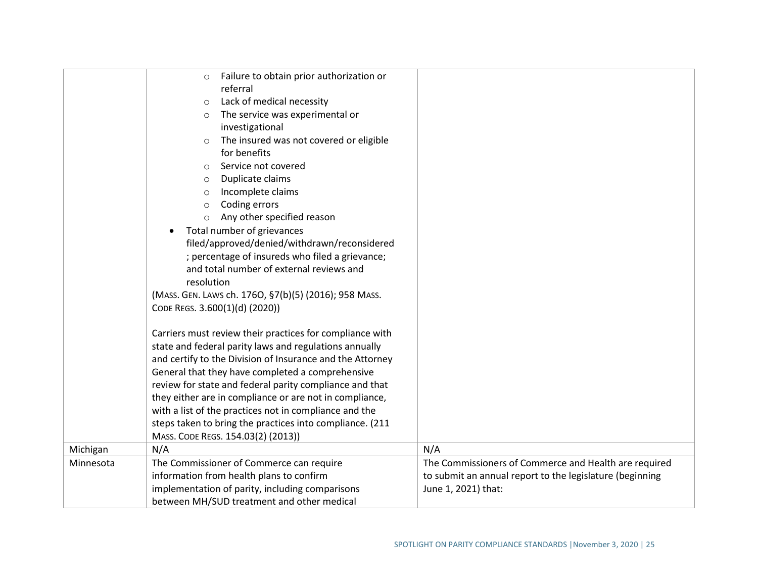| | | |
|---|---|---|
| | ○ Failure to obtain prior authorization or referral<br>○ Lack of medical necessity<br>○ The service was experimental or investigational<br>○ The insured was not covered or eligible for benefits<br>○ Service not covered<br>○ Duplicate claims<br>○ Incomplete claims<br>○ Coding errors<br>○ Any other specified reason<br>• Total number of grievances filed/approved/denied/withdrawn/reconsidered; percentage of insureds who filed a grievance; and total number of external reviews and resolution<br>(MASS. GEN. LAWS ch. 176O, §7(b)(5) (2016); 958 MASS. CODE REGS. 3.600(1)(d) (2020))<br><br>Carriers must review their practices for compliance with state and federal parity laws and regulations annually and certify to the Division of Insurance and the Attorney General that they have completed a comprehensive review for state and federal parity compliance and that they either are in compliance or are not in compliance, with a list of the practices not in compliance and the steps taken to bring the practices into compliance. (211 MASS. CODE REGS. 154.03(2) (2013)) | |
| Michigan | N/A | N/A |
| Minnesota | The Commissioner of Commerce can require information from health plans to confirm implementation of parity, including comparisons between MH/SUD treatment and other medical | The Commissioners of Commerce and Health are required to submit an annual report to the legislature (beginning June 1, 2021) that: |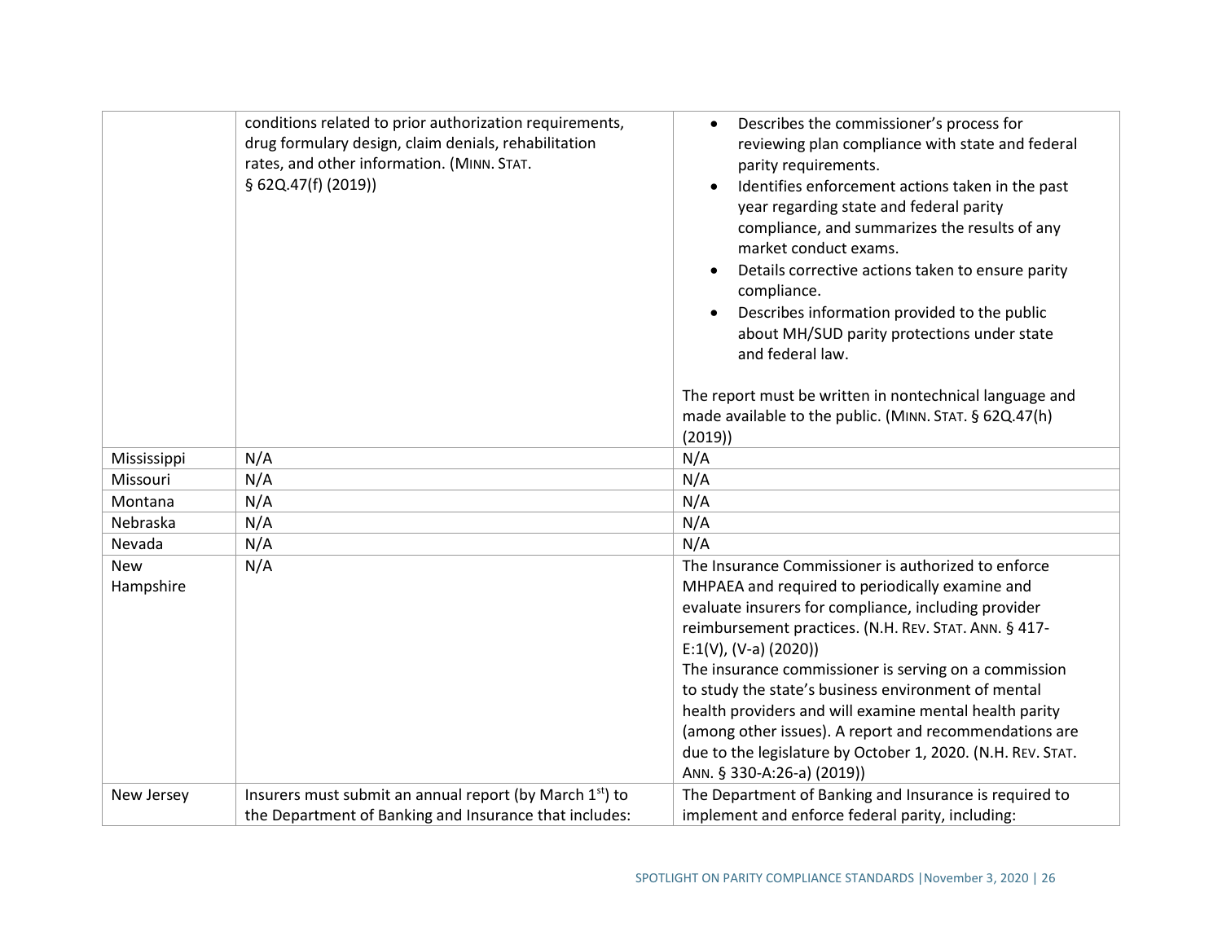| | | |
|---|---|---|
| | conditions related to prior authorization requirements, drug formulary design, claim denials, rehabilitation rates, and other information. (MINN. STAT. § 62Q.47(f) (2019)) | <ul><li>Describes the commissioner's process for reviewing plan compliance with state and federal parity requirements.</li><li>Identifies enforcement actions taken in the past year regarding state and federal parity compliance, and summarizes the results of any market conduct exams.</li><li>Details corrective actions taken to ensure parity compliance.</li><li>Describes information provided to the public about MH/SUD parity protections under state and federal law.</li></ul>The report must be written in nontechnical language and made available to the public. (MINN. STAT. § 62Q.47(h) (2019)) |
| Mississippi | N/A | N/A |
| Missouri | N/A | N/A |
| Montana | N/A | N/A |
| Nebraska | N/A | N/A |
| Nevada | N/A | N/A |
| New Hampshire | N/A | The Insurance Commissioner is authorized to enforce MHPAEA and required to periodically examine and evaluate insurers for compliance, including provider reimbursement practices. (N.H. REV. STAT. ANN. § 417-E:1(V), (V-a) (2020))<br>The insurance commissioner is serving on a commission to study the state's business environment of mental health providers and will examine mental health parity (among other issues). A report and recommendations are due to the legislature by October 1, 2020. (N.H. REV. STAT. ANN. § 330-A:26-a) (2019)) |
| New Jersey | Insurers must submit an annual report (by March 1st) to the Department of Banking and Insurance that includes: | The Department of Banking and Insurance is required to implement and enforce federal parity, including: |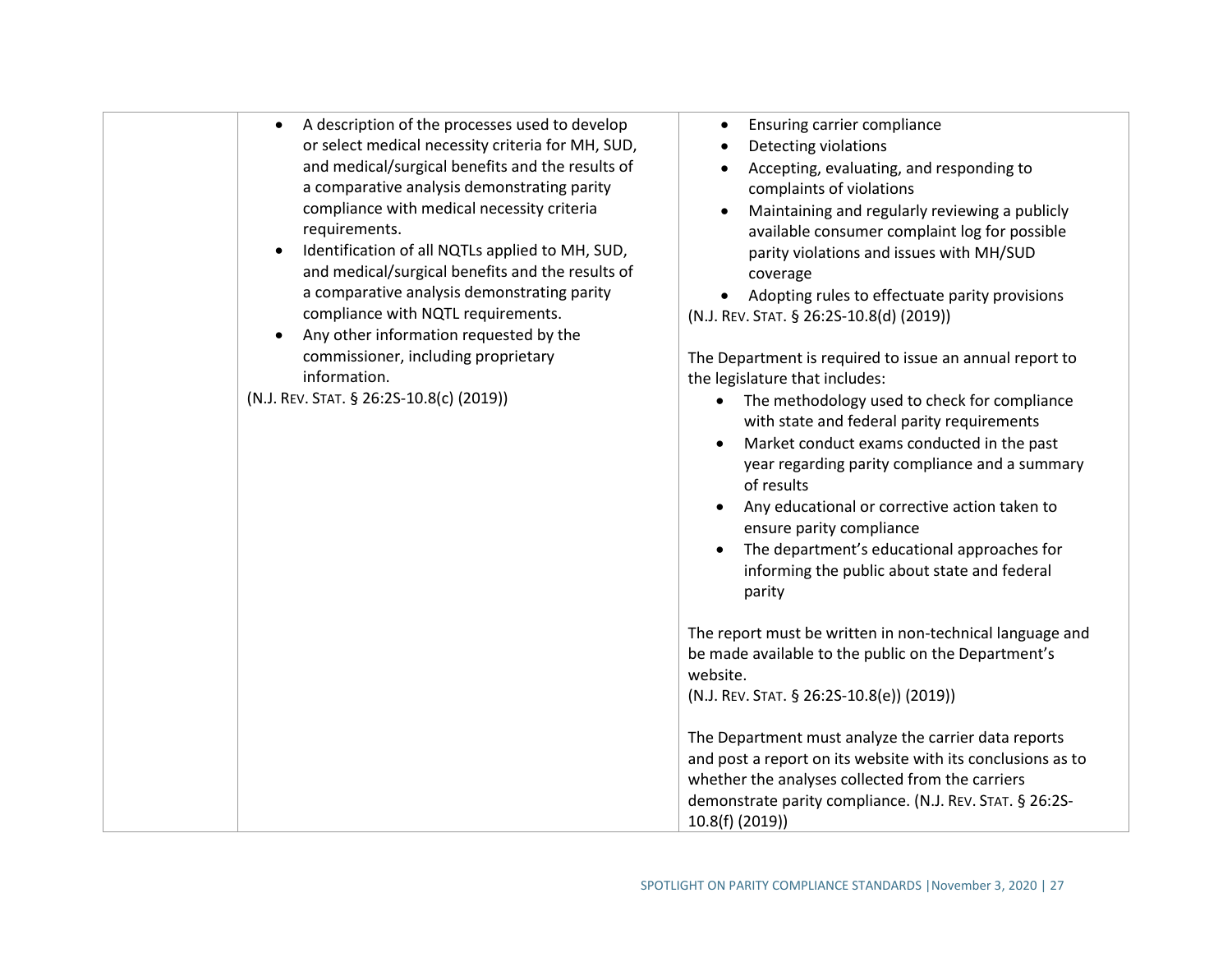| | | |
|---|---|---|
| | • A description of the processes used to develop or select medical necessity criteria for MH, SUD, and medical/surgical benefits and the results of a comparative analysis demonstrating parity compliance with medical necessity criteria requirements.<br>• Identification of all NQTLs applied to MH, SUD, and medical/surgical benefits and the results of a comparative analysis demonstrating parity compliance with NQTL requirements.<br>• Any other information requested by the commissioner, including proprietary information.<br>(N.J. REV. STAT. § 26:2S-10.8(c) (2019)) | • Ensuring carrier compliance<br>• Detecting violations<br>• Accepting, evaluating, and responding to complaints of violations<br>• Maintaining and regularly reviewing a publicly available consumer complaint log for possible parity violations and issues with MH/SUD coverage<br>• Adopting rules to effectuate parity provisions<br>(N.J. REV. STAT. § 26:2S-10.8(d) (2019))<br><br>The Department is required to issue an annual report to the legislature that includes:<br>• The methodology used to check for compliance with state and federal parity requirements<br>• Market conduct exams conducted in the past year regarding parity compliance and a summary of results<br>• Any educational or corrective action taken to ensure parity compliance<br>• The department's educational approaches for informing the public about state and federal parity<br><br>The report must be written in non-technical language and be made available to the public on the Department's website.<br>(N.J. REV. STAT. § 26:2S-10.8(e)) (2019))<br><br>The Department must analyze the carrier data reports and post a report on its website with its conclusions as to whether the analyses collected from the carriers demonstrate parity compliance. (N.J. REV. STAT. § 26:2S-10.8(f) (2019)) |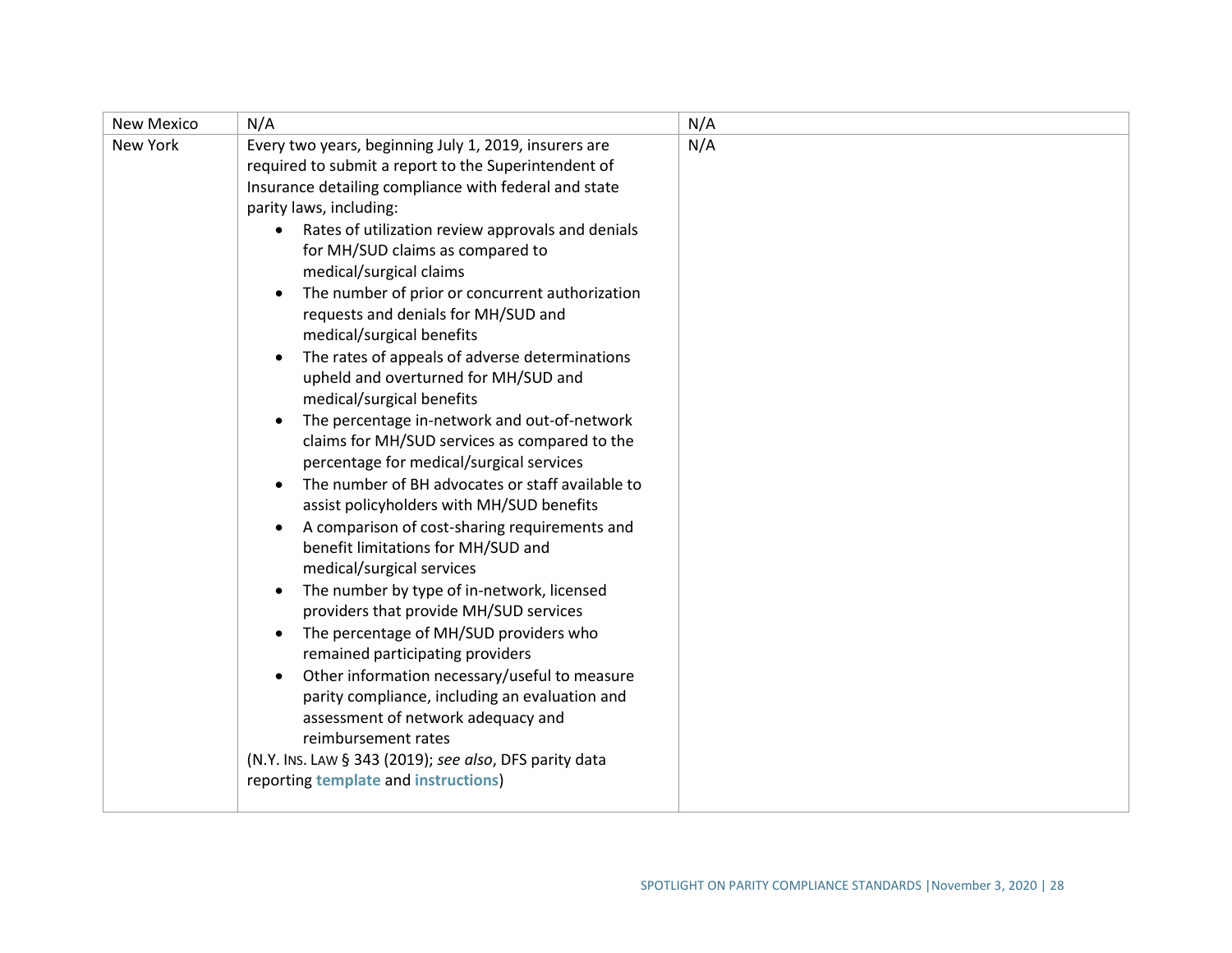| | | |
|---|---|---|
| New Mexico | N/A | N/A |
| New York | Every two years, beginning July 1, 2019, insurers are required to submit a report to the Superintendent of Insurance detailing compliance with federal and state parity laws, including:<br>• Rates of utilization review approvals and denials for MH/SUD claims as compared to medical/surgical claims<br>• The number of prior or concurrent authorization requests and denials for MH/SUD and medical/surgical benefits<br>• The rates of appeals of adverse determinations upheld and overturned for MH/SUD and medical/surgical benefits<br>• The percentage in-network and out-of-network claims for MH/SUD services as compared to the percentage for medical/surgical services<br>• The number of BH advocates or staff available to assist policyholders with MH/SUD benefits<br>• A comparison of cost-sharing requirements and benefit limitations for MH/SUD and medical/surgical services<br>• The number by type of in-network, licensed providers that provide MH/SUD services<br>• The percentage of MH/SUD providers who remained participating providers<br>• Other information necessary/useful to measure parity compliance, including an evaluation and assessment of network adequacy and reimbursement rates<br>(N.Y. INS. LAW § 343 (2019); *see also*, DFS parity data reporting **template** and **instructions**) | N/A |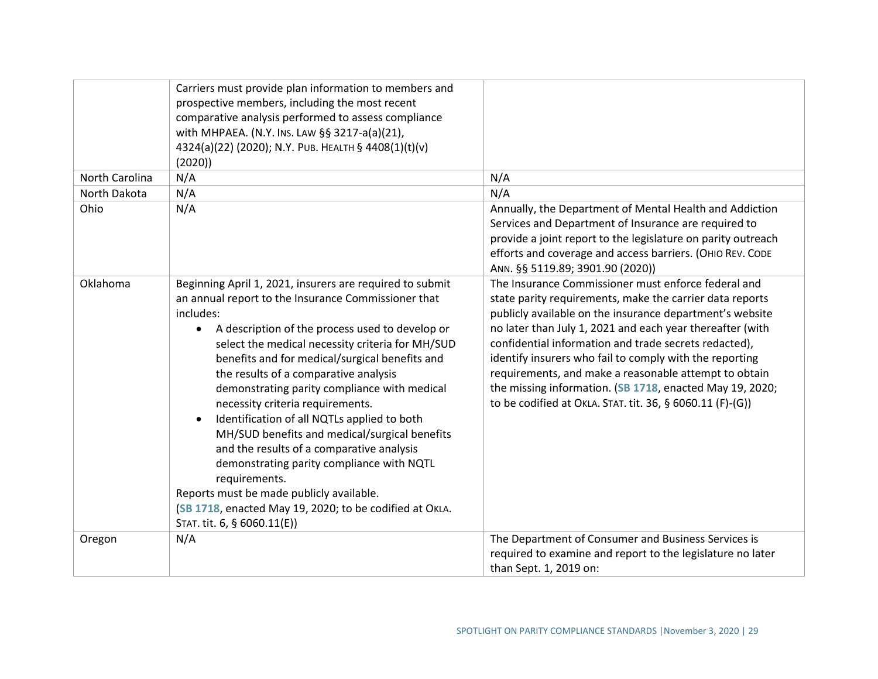| | | |
|---|---|---|
| | Carriers must provide plan information to members and prospective members, including the most recent comparative analysis performed to assess compliance with MHPAEA. (N.Y. INS. LAW §§ 3217-a(a)(21), 4324(a)(22) (2020); N.Y. PUB. HEALTH § 4408(1)(t)(v) (2020)) | |
| North Carolina | N/A | N/A |
| North Dakota | N/A | N/A |
| Ohio | N/A | Annually, the Department of Mental Health and Addiction Services and Department of Insurance are required to provide a joint report to the legislature on parity outreach efforts and coverage and access barriers. (OHIO REV. CODE ANN. §§ 5119.89; 3901.90 (2020)) |
| Oklahoma | Beginning April 1, 2021, insurers are required to submit an annual report to the Insurance Commissioner that includes:<br>• A description of the process used to develop or select the medical necessity criteria for MH/SUD benefits and for medical/surgical benefits and the results of a comparative analysis demonstrating parity compliance with medical necessity criteria requirements.<br>• Identification of all NQTLs applied to both MH/SUD benefits and medical/surgical benefits and the results of a comparative analysis demonstrating parity compliance with NQTL requirements.<br>Reports must be made publicly available.<br>(**SB 1718**, enacted May 19, 2020; to be codified at OKLA. STAT. tit. 6, § 6060.11(E)) | The Insurance Commissioner must enforce federal and state parity requirements, make the carrier data reports publicly available on the insurance department's website no later than July 1, 2021 and each year thereafter (with confidential information and trade secrets redacted), identify insurers who fail to comply with the reporting requirements, and make a reasonable attempt to obtain the missing information. (**SB 1718**, enacted May 19, 2020; to be codified at OKLA. STAT. tit. 36, § 6060.11 (F)-(G)) |
| Oregon | N/A | The Department of Consumer and Business Services is required to examine and report to the legislature no later than Sept. 1, 2019 on: |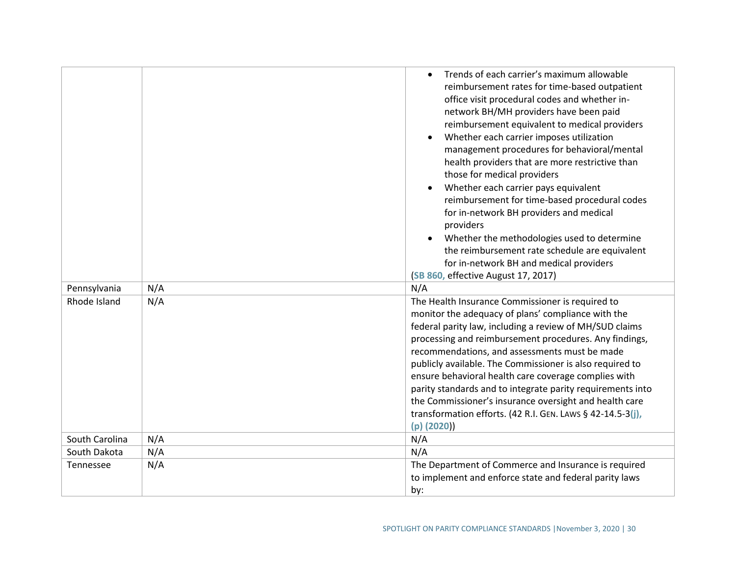| | | |
|---|---|---|
| | | • Trends of each carrier's maximum allowable reimbursement rates for time-based outpatient office visit procedural codes and whether in-network BH/MH providers have been paid reimbursement equivalent to medical providers<br>• Whether each carrier imposes utilization management procedures for behavioral/mental health providers that are more restrictive than those for medical providers<br>• Whether each carrier pays equivalent reimbursement for time-based procedural codes for in-network BH providers and medical providers<br>• Whether the methodologies used to determine the reimbursement rate schedule are equivalent for in-network BH and medical providers<br>(SB 860, effective August 17, 2017) |
| Pennsylvania | N/A | N/A |
| Rhode Island | N/A | The Health Insurance Commissioner is required to monitor the adequacy of plans' compliance with the federal parity law, including a review of MH/SUD claims processing and reimbursement procedures. Any findings, recommendations, and assessments must be made publicly available. The Commissioner is also required to ensure behavioral health care coverage complies with parity standards and to integrate parity requirements into the Commissioner's insurance oversight and health care transformation efforts. (42 R.I. GEN. LAWS § 42-14.5-3(j), (p) (2020)) |
| South Carolina | N/A | N/A |
| South Dakota | N/A | N/A |
| Tennessee | N/A | The Department of Commerce and Insurance is required to implement and enforce state and federal parity laws by: |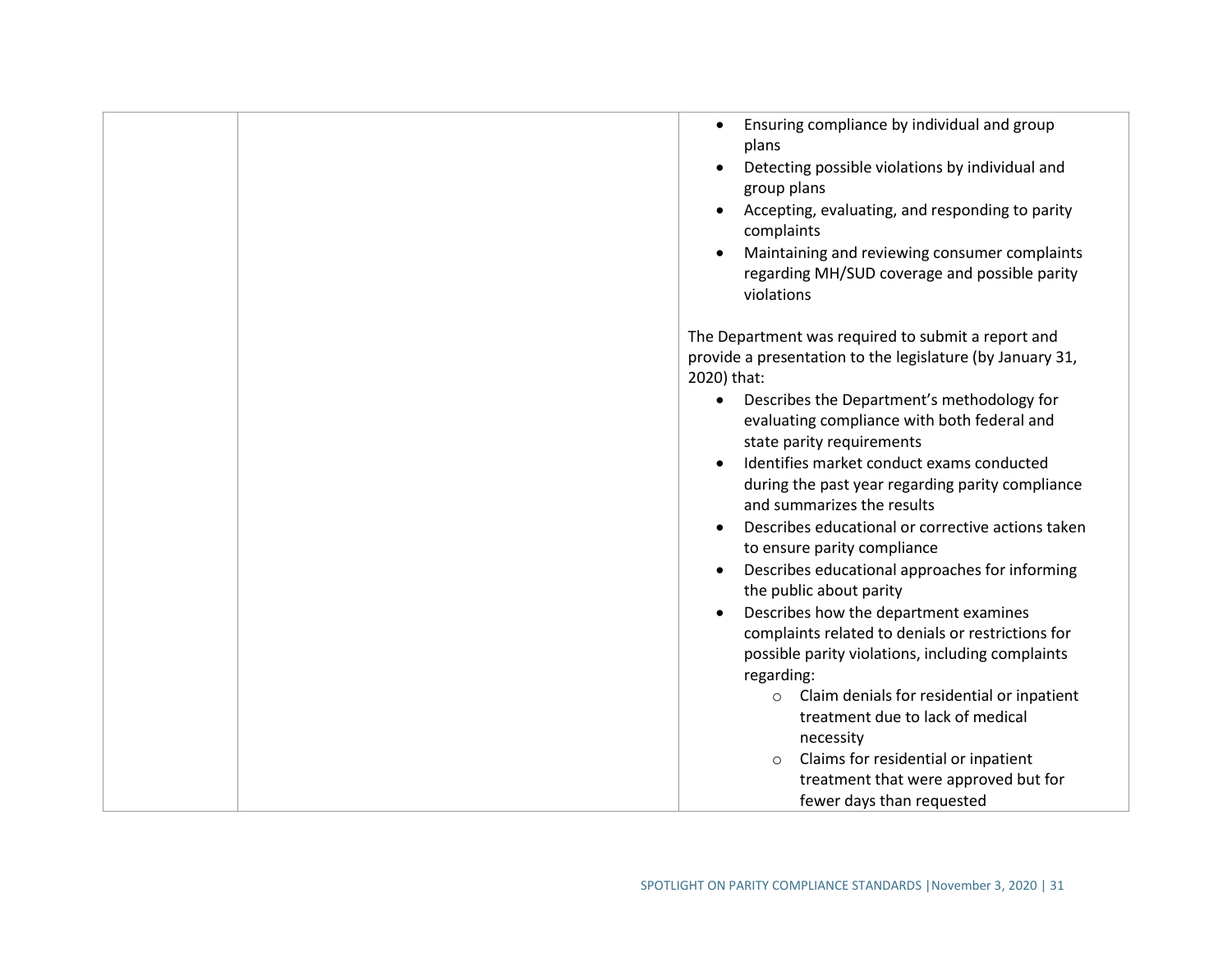| | | |
|---|---|---|
| | | • Ensuring compliance by individual and group plans<br>• Detecting possible violations by individual and group plans<br>• Accepting, evaluating, and responding to parity complaints<br>• Maintaining and reviewing consumer complaints regarding MH/SUD coverage and possible parity violations<br><br>The Department was required to submit a report and provide a presentation to the legislature (by January 31, 2020) that:<br>• Describes the Department's methodology for evaluating compliance with both federal and state parity requirements<br>• Identifies market conduct exams conducted during the past year regarding parity compliance and summarizes the results<br>• Describes educational or corrective actions taken to ensure parity compliance<br>• Describes educational approaches for informing the public about parity<br>• Describes how the department examines complaints related to denials or restrictions for possible parity violations, including complaints regarding:<br>&nbsp;&nbsp;&nbsp;&nbsp;○ Claim denials for residential or inpatient treatment due to lack of medical necessity<br>&nbsp;&nbsp;&nbsp;&nbsp;○ Claims for residential or inpatient treatment that were approved but for fewer days than requested |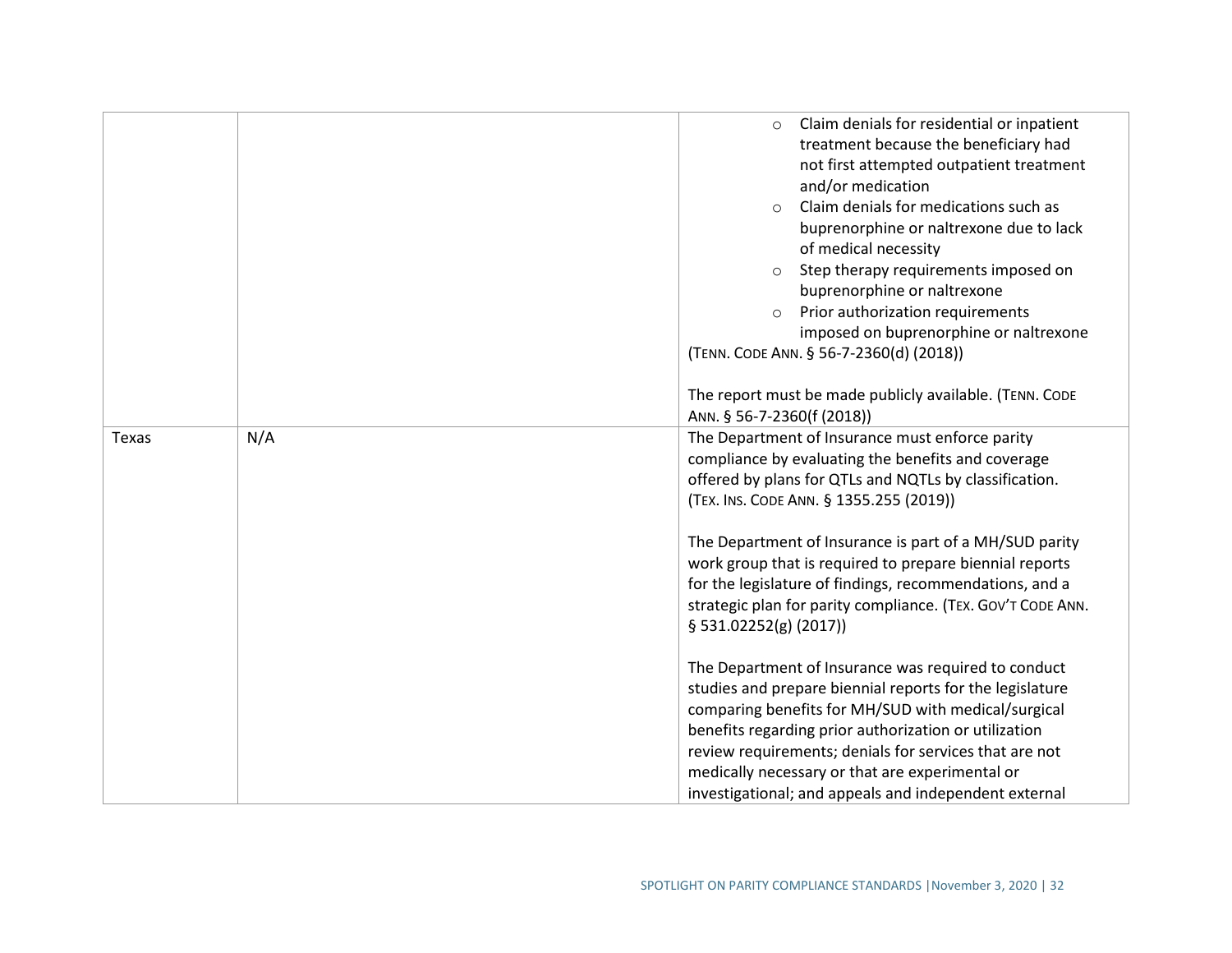| | | |
|---|---|---|
| | | <ul><li>Claim denials for residential or inpatient treatment because the beneficiary had not first attempted outpatient treatment and/or medication</li><li>Claim denials for medications such as buprenorphine or naltrexone due to lack of medical necessity</li><li>Step therapy requirements imposed on buprenorphine or naltrexone</li><li>Prior authorization requirements imposed on buprenorphine or naltrexone</li></ul>(TENN. CODE ANN. § 56-7-2360(d) (2018))<br><br>The report must be made publicly available. (TENN. CODE ANN. § 56-7-2360(f (2018)) |
| Texas | N/A | The Department of Insurance must enforce parity compliance by evaluating the benefits and coverage offered by plans for QTLs and NQTLs by classification. (TEX. INS. CODE ANN. § 1355.255 (2019))<br><br>The Department of Insurance is part of a MH/SUD parity work group that is required to prepare biennial reports for the legislature of findings, recommendations, and a strategic plan for parity compliance. (TEX. GOV'T CODE ANN. § 531.02252(g) (2017))<br><br>The Department of Insurance was required to conduct studies and prepare biennial reports for the legislature comparing benefits for MH/SUD with medical/surgical benefits regarding prior authorization or utilization review requirements; denials for services that are not medically necessary or that are experimental or investigational; and appeals and independent external |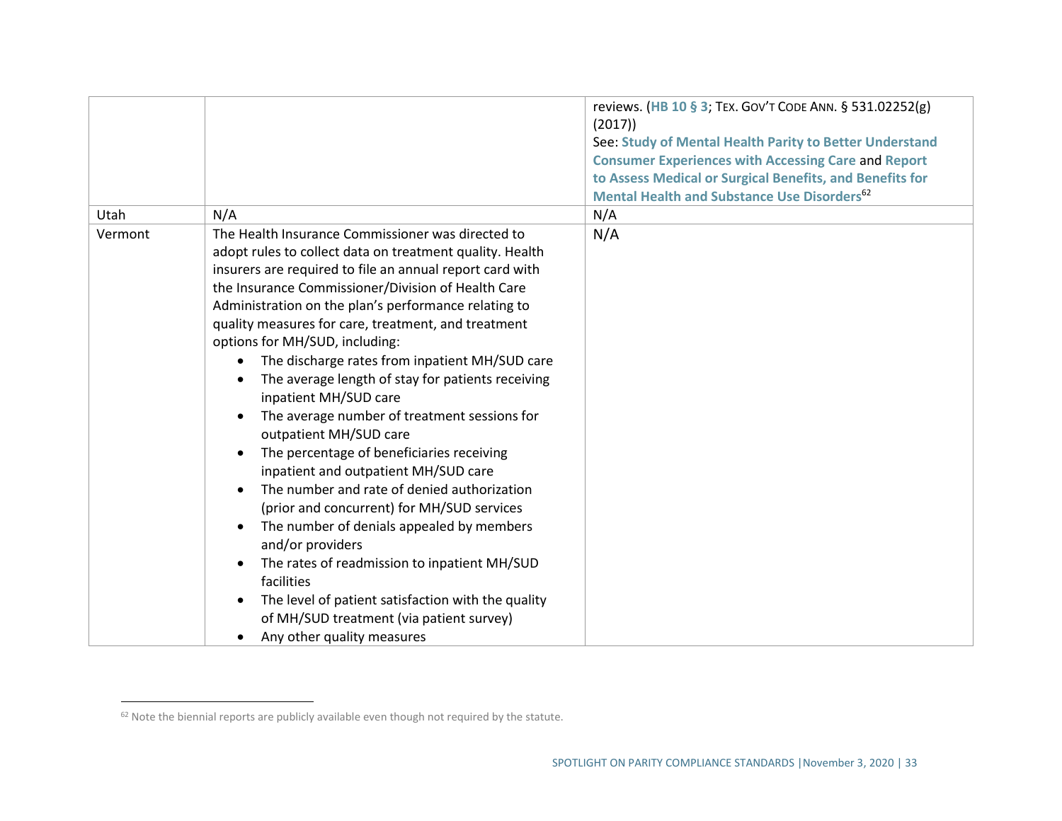| | | |
|---|---|---|
| | | reviews. (**HB 10 § 3**; TEX. GOV'T CODE ANN. § 531.02252(g) (2017))<br>See: **Study of Mental Health Parity to Better Understand Consumer Experiences with Accessing Care** and **Report to Assess Medical or Surgical Benefits, and Benefits for Mental Health and Substance Use Disorders**[62] |
| Utah | N/A | N/A |
| Vermont | The Health Insurance Commissioner was directed to adopt rules to collect data on treatment quality. Health insurers are required to file an annual report card with the Insurance Commissioner/Division of Health Care Administration on the plan's performance relating to quality measures for care, treatment, and treatment options for MH/SUD, including:<br>• The discharge rates from inpatient MH/SUD care<br>• The average length of stay for patients receiving inpatient MH/SUD care<br>• The average number of treatment sessions for outpatient MH/SUD care<br>• The percentage of beneficiaries receiving inpatient and outpatient MH/SUD care<br>• The number and rate of denied authorization (prior and concurrent) for MH/SUD services<br>• The number of denials appealed by members and/or providers<br>• The rates of readmission to inpatient MH/SUD facilities<br>• The level of patient satisfaction with the quality of MH/SUD treatment (via patient survey)<br>• Any other quality measures | N/A |

[62] Note the biennial reports are publicly available even though not required by the statute.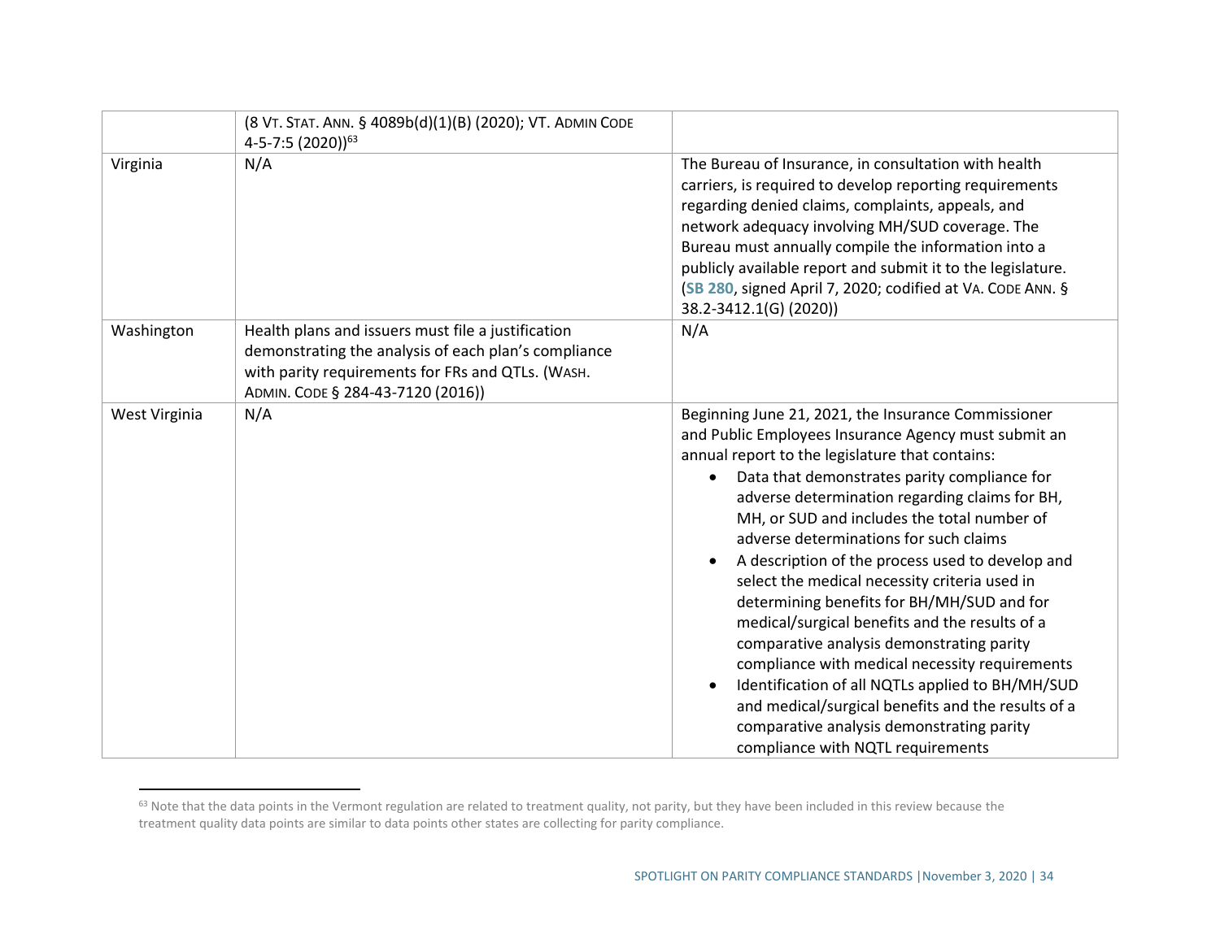| | | |
|---|---|---|
| | (8 VT. STAT. ANN. § 4089b(d)(1)(B) (2020); VT. ADMIN CODE 4-5-7:5 (2020))[63] | |
| Virginia | N/A | The Bureau of Insurance, in consultation with health carriers, is required to develop reporting requirements regarding denied claims, complaints, appeals, and network adequacy involving MH/SUD coverage. The Bureau must annually compile the information into a publicly available report and submit it to the legislature. (**SB 280**, signed April 7, 2020; codified at VA. CODE ANN. § 38.2-3412.1(G) (2020)) |
| Washington | Health plans and issuers must file a justification demonstrating the analysis of each plan's compliance with parity requirements for FRs and QTLs. (WASH. ADMIN. CODE § 284-43-7120 (2016)) | N/A |
| West Virginia | N/A | Beginning June 21, 2021, the Insurance Commissioner and Public Employees Insurance Agency must submit an annual report to the legislature that contains:<br>• Data that demonstrates parity compliance for adverse determination regarding claims for BH, MH, or SUD and includes the total number of adverse determinations for such claims<br>• A description of the process used to develop and select the medical necessity criteria used in determining benefits for BH/MH/SUD and for medical/surgical benefits and the results of a comparative analysis demonstrating parity compliance with medical necessity requirements<br>• Identification of all NQTLs applied to BH/MH/SUD and medical/surgical benefits and the results of a comparative analysis demonstrating parity compliance with NQTL requirements |

[63] Note that the data points in the Vermont regulation are related to treatment quality, not parity, but they have been included in this review because the treatment quality data points are similar to data points other states are collecting for parity compliance.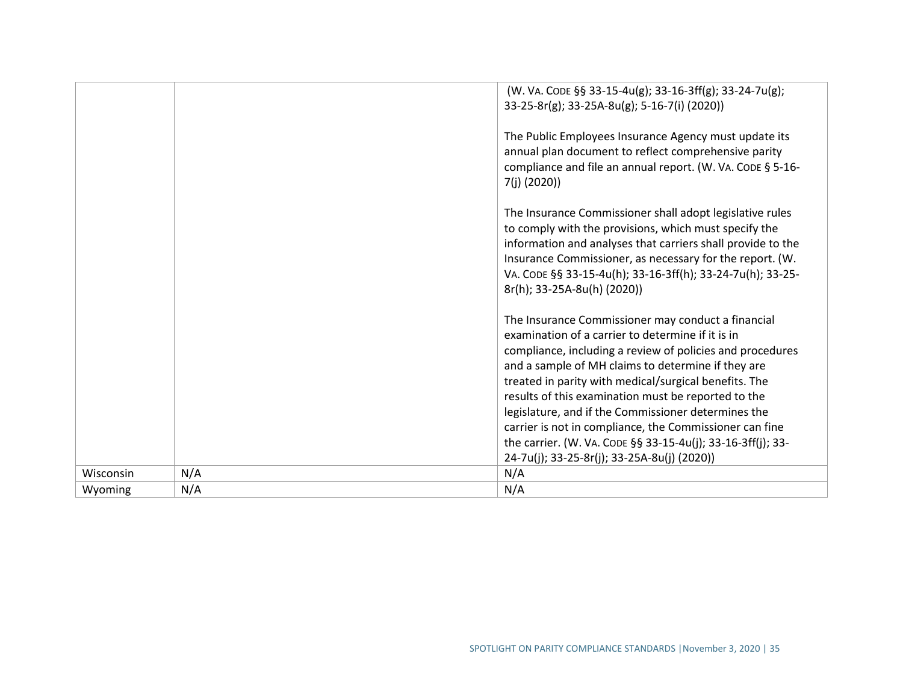| | | |
|---|---|---|
| | | (W. VA. CODE §§ 33-15-4u(g); 33-16-3ff(g); 33-24-7u(g); 33-25-8r(g); 33-25A-8u(g); 5-16-7(i) (2020))<br><br>The Public Employees Insurance Agency must update its annual plan document to reflect comprehensive parity compliance and file an annual report. (W. VA. CODE § 5-16-7(j) (2020))<br><br>The Insurance Commissioner shall adopt legislative rules to comply with the provisions, which must specify the information and analyses that carriers shall provide to the Insurance Commissioner, as necessary for the report. (W. VA. CODE §§ 33-15-4u(h); 33-16-3ff(h); 33-24-7u(h); 33-25-8r(h); 33-25A-8u(h) (2020))<br><br>The Insurance Commissioner may conduct a financial examination of a carrier to determine if it is in compliance, including a review of policies and procedures and a sample of MH claims to determine if they are treated in parity with medical/surgical benefits. The results of this examination must be reported to the legislature, and if the Commissioner determines the carrier is not in compliance, the Commissioner can fine the carrier. (W. VA. CODE §§ 33-15-4u(j); 33-16-3ff(j); 33-24-7u(j); 33-25-8r(j); 33-25A-8u(j) (2020)) |
| Wisconsin | N/A | N/A |
| Wyoming | N/A | N/A |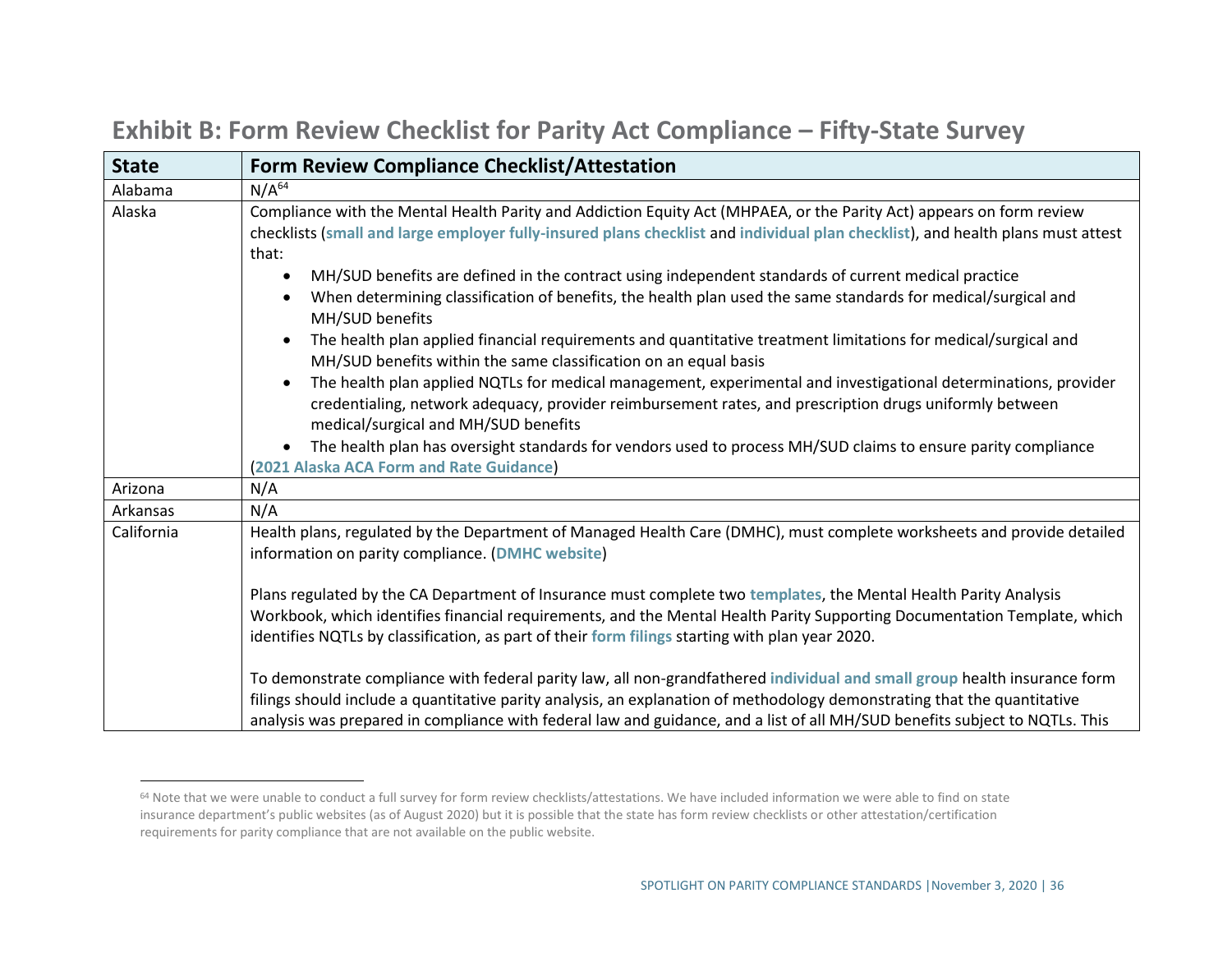# Exhibit B: Form Review Checklist for Parity Act Compliance – Fifty-State Survey

| State | Form Review Compliance Checklist/Attestation |
|---|---|
| Alabama | N/A[64] |
| Alaska | Compliance with the Mental Health Parity and Addiction Equity Act (MHPAEA, or the Parity Act) appears on form review checklists (**small and large employer fully-insured plans checklist** and **individual plan checklist**), and health plans must attest that:<br>• MH/SUD benefits are defined in the contract using independent standards of current medical practice<br>• When determining classification of benefits, the health plan used the same standards for medical/surgical and MH/SUD benefits<br>• The health plan applied financial requirements and quantitative treatment limitations for medical/surgical and MH/SUD benefits within the same classification on an equal basis<br>• The health plan applied NQTLs for medical management, experimental and investigational determinations, provider credentialing, network adequacy, provider reimbursement rates, and prescription drugs uniformly between medical/surgical and MH/SUD benefits<br>• The health plan has oversight standards for vendors used to process MH/SUD claims to ensure parity compliance<br>(**2021 Alaska ACA Form and Rate Guidance**) |
| Arizona | N/A |
| Arkansas | N/A |
| California | Health plans, regulated by the Department of Managed Health Care (DMHC), must complete worksheets and provide detailed information on parity compliance. (**DMHC website**)<br><br>Plans regulated by the CA Department of Insurance must complete two **templates**, the Mental Health Parity Analysis Workbook, which identifies financial requirements, and the Mental Health Parity Supporting Documentation Template, which identifies NQTLs by classification, as part of their **form filings** starting with plan year 2020.<br><br>To demonstrate compliance with federal parity law, all non-grandfathered **individual and small group** health insurance form filings should include a quantitative parity analysis, an explanation of methodology demonstrating that the quantitative analysis was prepared in compliance with federal law and guidance, and a list of all MH/SUD benefits subject to NQTLs. This |

[64] Note that we were unable to conduct a full survey for form review checklists/attestations. We have included information we were able to find on state insurance department's public websites (as of August 2020) but it is possible that the state has form review checklists or other attestation/certification requirements for parity compliance that are not available on the public website.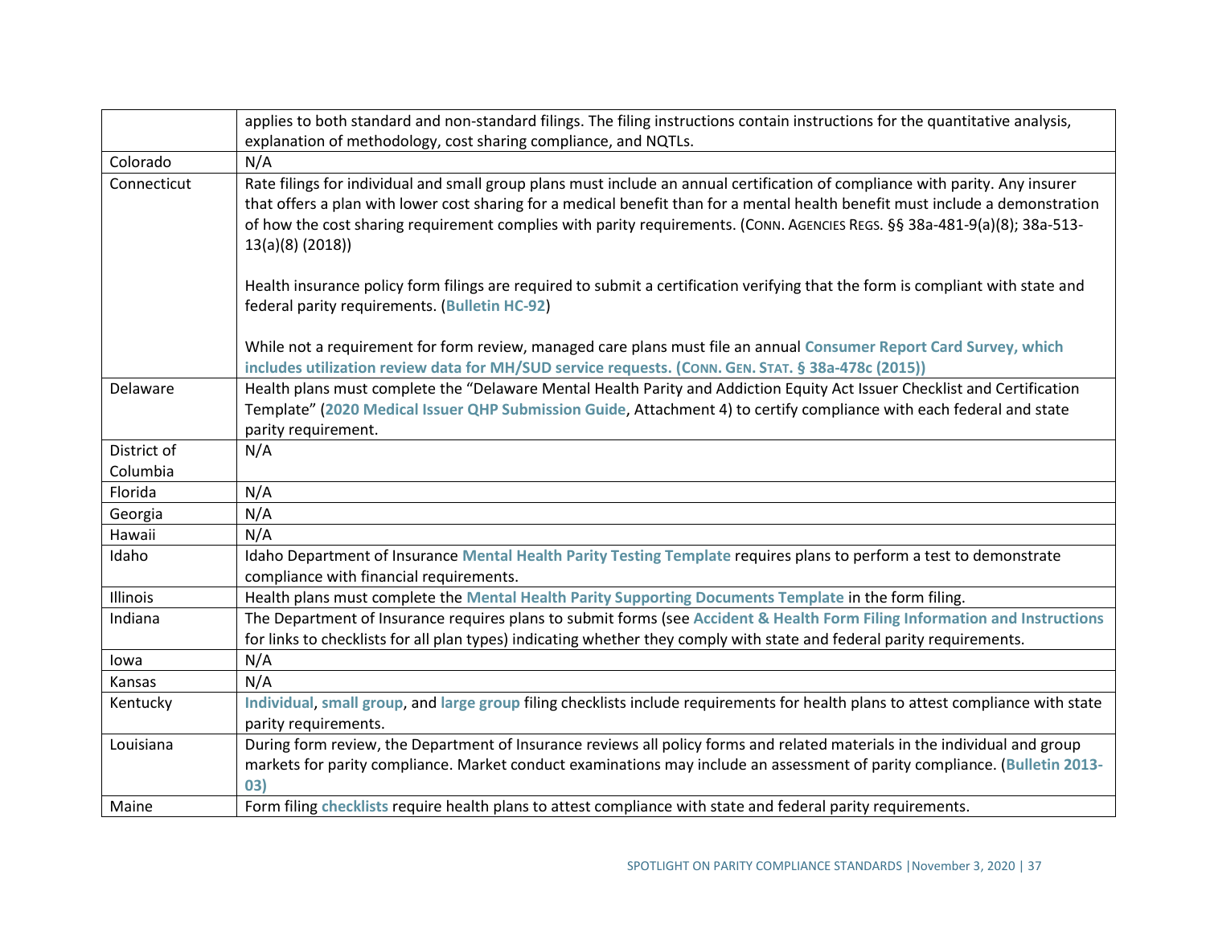| | |
|---|---|
| | applies to both standard and non-standard filings. The filing instructions contain instructions for the quantitative analysis, explanation of methodology, cost sharing compliance, and NQTLs. |
| Colorado | N/A |
| Connecticut | Rate filings for individual and small group plans must include an annual certification of compliance with parity. Any insurer that offers a plan with lower cost sharing for a medical benefit than for a mental health benefit must include a demonstration of how the cost sharing requirement complies with parity requirements. (CONN. AGENCIES REGS. §§ 38a-481-9(a)(8); 38a-513-13(a)(8) (2018))<br><br>Health insurance policy form filings are required to submit a certification verifying that the form is compliant with state and federal parity requirements. (**Bulletin HC-92**)<br><br>While not a requirement for form review, managed care plans must file an annual **Consumer Report Card Survey, which includes utilization review data for MH/SUD service requests. (CONN. GEN. STAT. § 38a-478c (2015))** |
| Delaware | Health plans must complete the "Delaware Mental Health Parity and Addiction Equity Act Issuer Checklist and Certification Template" (**2020 Medical Issuer QHP Submission Guide**, Attachment 4) to certify compliance with each federal and state parity requirement. |
| District of Columbia | N/A |
| Florida | N/A |
| Georgia | N/A |
| Hawaii | N/A |
| Idaho | Idaho Department of Insurance **Mental Health Parity Testing Template** requires plans to perform a test to demonstrate compliance with financial requirements. |
| Illinois | Health plans must complete the **Mental Health Parity Supporting Documents Template** in the form filing. |
| Indiana | The Department of Insurance requires plans to submit forms (see **Accident & Health Form Filing Information and Instructions** for links to checklists for all plan types) indicating whether they comply with state and federal parity requirements. |
| Iowa | N/A |
| Kansas | N/A |
| Kentucky | **Individual**, **small group**, and **large group** filing checklists include requirements for health plans to attest compliance with state parity requirements. |
| Louisiana | During form review, the Department of Insurance reviews all policy forms and related materials in the individual and group markets for parity compliance. Market conduct examinations may include an assessment of parity compliance. (**Bulletin 2013-03)** |
| Maine | Form filing **checklists** require health plans to attest compliance with state and federal parity requirements. |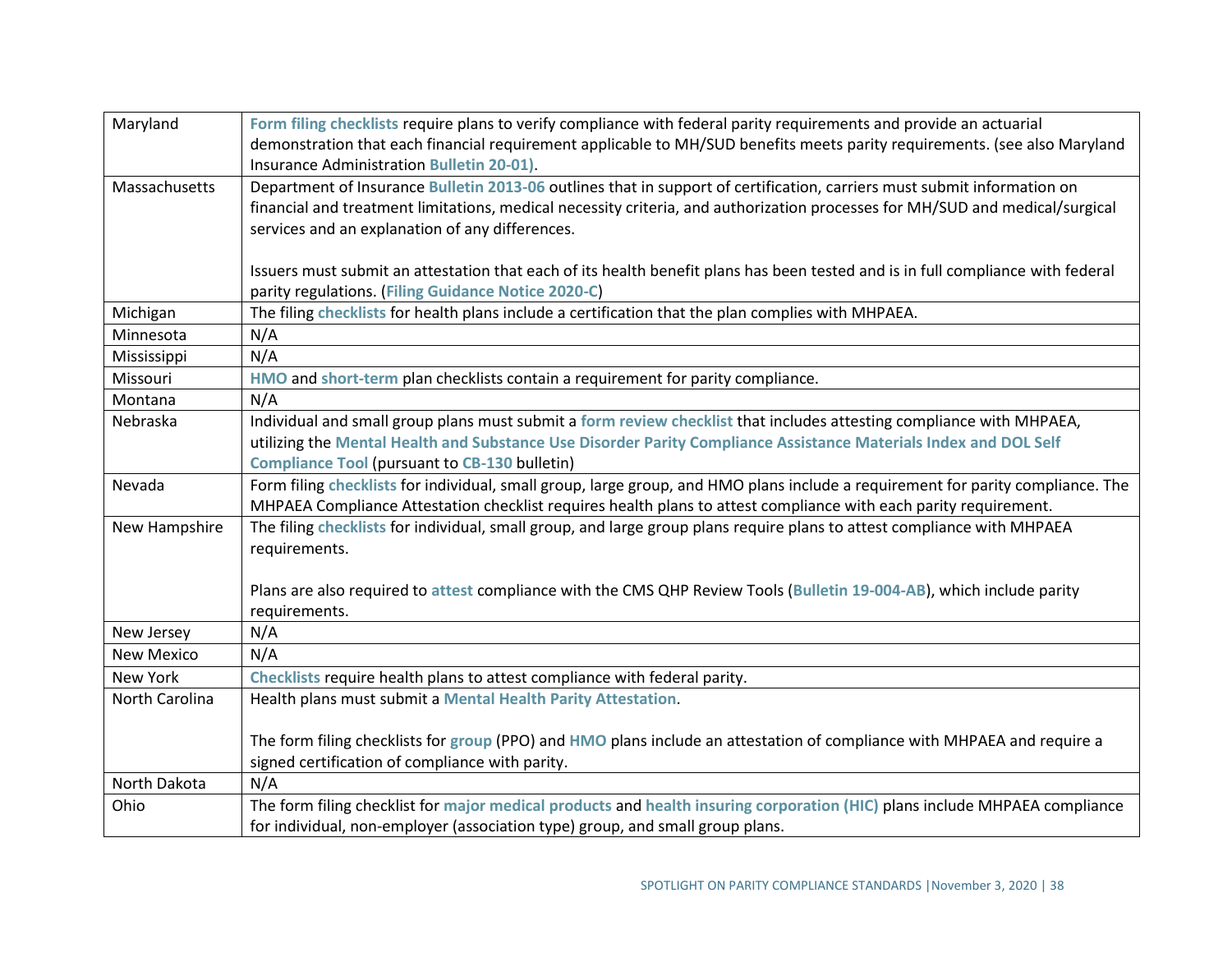| | |
|---|---|
| Maryland | **Form filing checklists** require plans to verify compliance with federal parity requirements and provide an actuarial demonstration that each financial requirement applicable to MH/SUD benefits meets parity requirements. (see also Maryland Insurance Administration **Bulletin 20-01)**. |
| Massachusetts | Department of Insurance **Bulletin 2013-06** outlines that in support of certification, carriers must submit information on financial and treatment limitations, medical necessity criteria, and authorization processes for MH/SUD and medical/surgical services and an explanation of any differences.<br><br>Issuers must submit an attestation that each of its health benefit plans has been tested and is in full compliance with federal parity regulations. (**Filing Guidance Notice 2020-C**) |
| Michigan | The filing **checklists** for health plans include a certification that the plan complies with MHPAEA. |
| Minnesota | N/A |
| Mississippi | N/A |
| Missouri | **HMO** and **short-term** plan checklists contain a requirement for parity compliance. |
| Montana | N/A |
| Nebraska | Individual and small group plans must submit a **form review checklist** that includes attesting compliance with MHPAEA, utilizing the **Mental Health and Substance Use Disorder Parity Compliance Assistance Materials Index and DOL Self Compliance Tool** (pursuant to **CB-130** bulletin) |
| Nevada | Form filing **checklists** for individual, small group, large group, and HMO plans include a requirement for parity compliance. The MHPAEA Compliance Attestation checklist requires health plans to attest compliance with each parity requirement. |
| New Hampshire | The filing **checklists** for individual, small group, and large group plans require plans to attest compliance with MHPAEA requirements.<br><br>Plans are also required to **attest** compliance with the CMS QHP Review Tools (**Bulletin 19-004-AB**), which include parity requirements. |
| New Jersey | N/A |
| New Mexico | N/A |
| New York | **Checklists** require health plans to attest compliance with federal parity. |
| North Carolina | Health plans must submit a **Mental Health Parity Attestation**.<br><br>The form filing checklists for **group** (PPO) and **HMO** plans include an attestation of compliance with MHPAEA and require a signed certification of compliance with parity. |
| North Dakota | N/A |
| Ohio | The form filing checklist for **major medical products** and **health insuring corporation (HIC)** plans include MHPAEA compliance for individual, non-employer (association type) group, and small group plans. |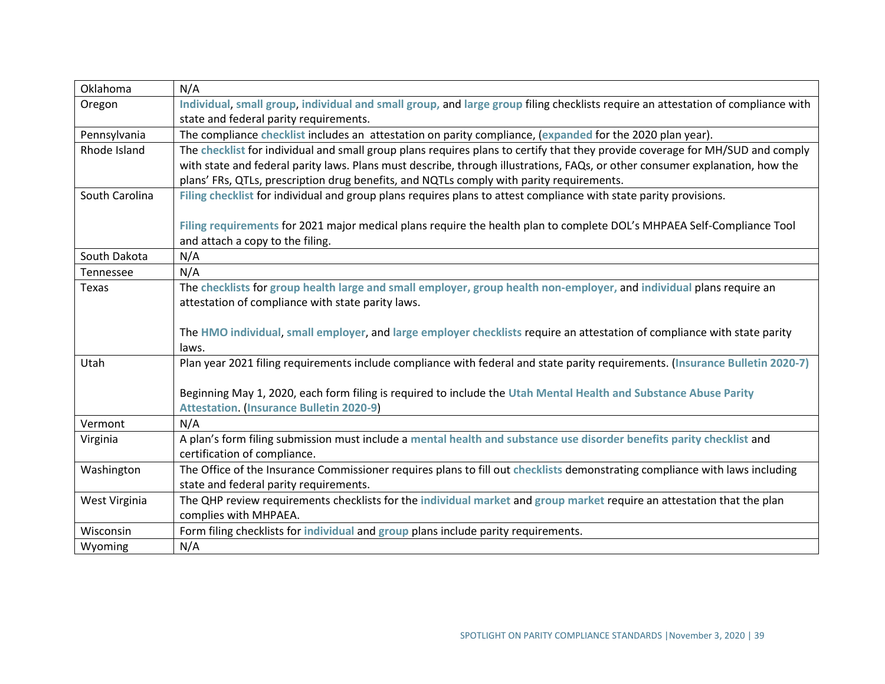| | |
|---|---|
| Oklahoma | N/A |
| Oregon | Individual, small group, individual and small group, and large group filing checklists require an attestation of compliance with state and federal parity requirements. |
| Pennsylvania | The compliance checklist includes an attestation on parity compliance, (expanded for the 2020 plan year). |
| Rhode Island | The checklist for individual and small group plans requires plans to certify that they provide coverage for MH/SUD and comply with state and federal parity laws. Plans must describe, through illustrations, FAQs, or other consumer explanation, how the plans' FRs, QTLs, prescription drug benefits, and NQTLs comply with parity requirements. |
| South Carolina | Filing checklist for individual and group plans requires plans to attest compliance with state parity provisions.<br><br>Filing requirements for 2021 major medical plans require the health plan to complete DOL's MHPAEA Self-Compliance Tool and attach a copy to the filing. |
| South Dakota | N/A |
| Tennessee | N/A |
| Texas | The checklists for group health large and small employer, group health non-employer, and individual plans require an attestation of compliance with state parity laws.<br><br>The HMO individual, small employer, and large employer checklists require an attestation of compliance with state parity laws. |
| Utah | Plan year 2021 filing requirements include compliance with federal and state parity requirements. (Insurance Bulletin 2020-7)<br><br>Beginning May 1, 2020, each form filing is required to include the Utah Mental Health and Substance Abuse Parity Attestation. (Insurance Bulletin 2020-9) |
| Vermont | N/A |
| Virginia | A plan's form filing submission must include a mental health and substance use disorder benefits parity checklist and certification of compliance. |
| Washington | The Office of the Insurance Commissioner requires plans to fill out checklists demonstrating compliance with laws including state and federal parity requirements. |
| West Virginia | The QHP review requirements checklists for the individual market and group market require an attestation that the plan complies with MHPAEA. |
| Wisconsin | Form filing checklists for individual and group plans include parity requirements. |
| Wyoming | N/A |